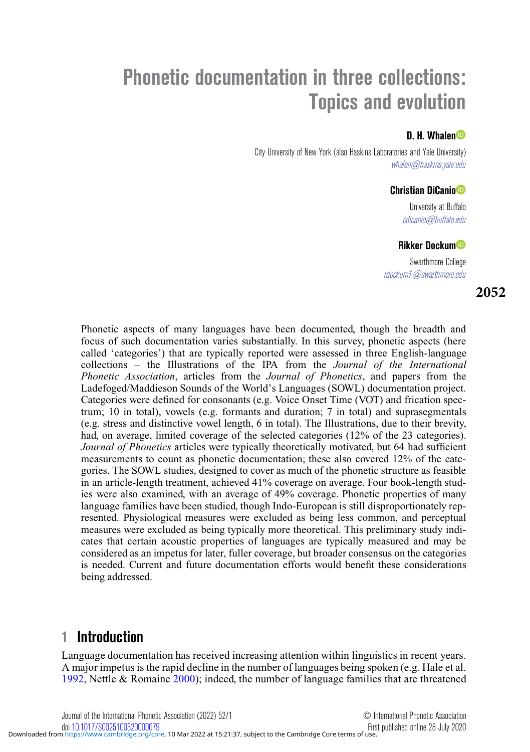# Phonetic documentation in three collections: Topics and evolution

**D. H. Whalen**

City University of New York (also Haskins Laboratories and Yale University)
whalen@haskins.yale.edu

**Christian DiCanio**

University at Buffalo
cdicanio@buffalo.edu

**Rikker Dockum**

Swarthmore College
rdockum1@swarthmore.edu

Phonetic aspects of many languages have been documented, though the breadth and focus of such documentation varies substantially. In this survey, phonetic aspects (here called 'categories') that are typically reported were assessed in three English-language collections – the Illustrations of the IPA from the *Journal of the International Phonetic Association*, articles from the *Journal of Phonetics*, and papers from the Ladefoged/Maddieson Sounds of the World's Languages (SOWL) documentation project. Categories were defined for consonants (e.g. Voice Onset Time (VOT) and frication spectrum; 10 in total), vowels (e.g. formants and duration; 7 in total) and suprasegmentals (e.g. stress and distinctive vowel length, 6 in total). The Illustrations, due to their brevity, had, on average, limited coverage of the selected categories (12% of the 23 categories). *Journal of Phonetics* articles were typically theoretically motivated, but 64 had sufficient measurements to count as phonetic documentation; these also covered 12% of the categories. The SOWL studies, designed to cover as much of the phonetic structure as feasible in an article-length treatment, achieved 41% coverage on average. Four book-length studies were also examined, with an average of 49% coverage. Phonetic properties of many language families have been studied, though Indo-European is still disproportionately represented. Physiological measures were excluded as being less common, and perceptual measures were excluded as being typically more theoretical. This preliminary study indicates that certain acoustic properties of languages are typically measured and may be considered as an impetus for later, fuller coverage, but broader consensus on the categories is needed. Current and future documentation efforts would benefit these considerations being addressed.

## 1 Introduction

Language documentation has received increasing attention within linguistics in recent years. A major impetus is the rapid decline in the number of languages being spoken (e.g. Hale et al. 1992, Nettle & Romaine 2000); indeed, the number of language families that are threatened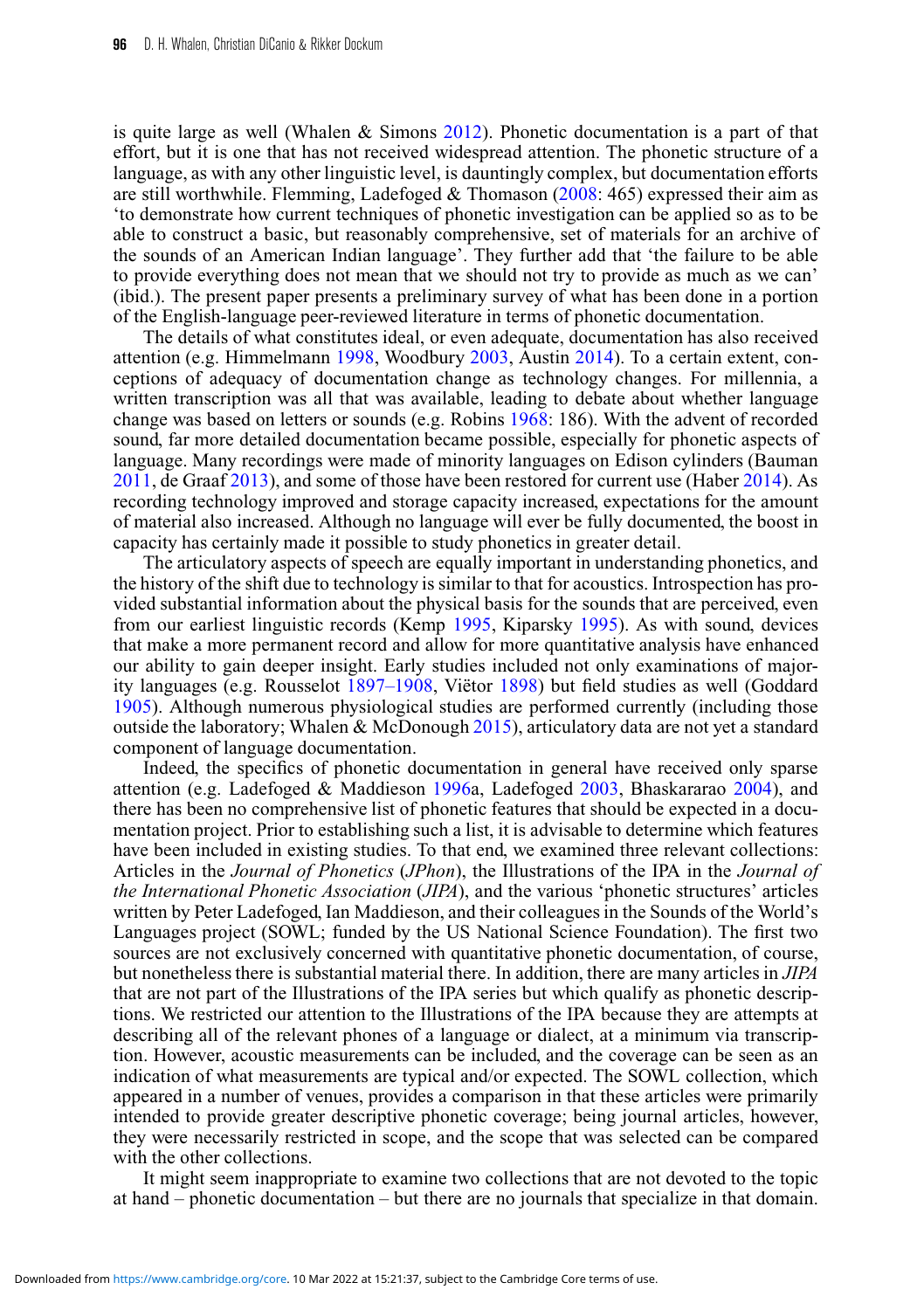is quite large as well (Whalen & Simons 2012). Phonetic documentation is a part of that effort, but it is one that has not received widespread attention. The phonetic structure of a language, as with any other linguistic level, is dauntingly complex, but documentation efforts are still worthwhile. Flemming, Ladefoged & Thomason (2008: 465) expressed their aim as 'to demonstrate how current techniques of phonetic investigation can be applied so as to be able to construct a basic, but reasonably comprehensive, set of materials for an archive of the sounds of an American Indian language'. They further add that 'the failure to be able to provide everything does not mean that we should not try to provide as much as we can' (ibid.). The present paper presents a preliminary survey of what has been done in a portion of the English-language peer-reviewed literature in terms of phonetic documentation.

The details of what constitutes ideal, or even adequate, documentation has also received attention (e.g. Himmelmann 1998, Woodbury 2003, Austin 2014). To a certain extent, conceptions of adequacy of documentation change as technology changes. For millennia, a written transcription was all that was available, leading to debate about whether language change was based on letters or sounds (e.g. Robins 1968: 186). With the advent of recorded sound, far more detailed documentation became possible, especially for phonetic aspects of language. Many recordings were made of minority languages on Edison cylinders (Bauman 2011, de Graaf 2013), and some of those have been restored for current use (Haber 2014). As recording technology improved and storage capacity increased, expectations for the amount of material also increased. Although no language will ever be fully documented, the boost in capacity has certainly made it possible to study phonetics in greater detail.

The articulatory aspects of speech are equally important in understanding phonetics, and the history of the shift due to technology is similar to that for acoustics. Introspection has provided substantial information about the physical basis for the sounds that are perceived, even from our earliest linguistic records (Kemp 1995, Kiparsky 1995). As with sound, devices that make a more permanent record and allow for more quantitative analysis have enhanced our ability to gain deeper insight. Early studies included not only examinations of majority languages (e.g. Rousselot 1897–1908, Viëtor 1898) but field studies as well (Goddard 1905). Although numerous physiological studies are performed currently (including those outside the laboratory; Whalen & McDonough 2015), articulatory data are not yet a standard component of language documentation.

Indeed, the specifics of phonetic documentation in general have received only sparse attention (e.g. Ladefoged & Maddieson 1996a, Ladefoged 2003, Bhaskararao 2004), and there has been no comprehensive list of phonetic features that should be expected in a documentation project. Prior to establishing such a list, it is advisable to determine which features have been included in existing studies. To that end, we examined three relevant collections: Articles in the *Journal of Phonetics* (*JPhon*), the Illustrations of the IPA in the *Journal of the International Phonetic Association* (*JIPA*), and the various 'phonetic structures' articles written by Peter Ladefoged, Ian Maddieson, and their colleagues in the Sounds of the World's Languages project (SOWL; funded by the US National Science Foundation). The first two sources are not exclusively concerned with quantitative phonetic documentation, of course, but nonetheless there is substantial material there. In addition, there are many articles in *JIPA* that are not part of the Illustrations of the IPA series but which qualify as phonetic descriptions. We restricted our attention to the Illustrations of the IPA because they are attempts at describing all of the relevant phones of a language or dialect, at a minimum via transcription. However, acoustic measurements can be included, and the coverage can be seen as an indication of what measurements are typical and/or expected. The SOWL collection, which appeared in a number of venues, provides a comparison in that these articles were primarily intended to provide greater descriptive phonetic coverage; being journal articles, however, they were necessarily restricted in scope, and the scope that was selected can be compared with the other collections.

It might seem inappropriate to examine two collections that are not devoted to the topic at hand – phonetic documentation – but there are no journals that specialize in that domain.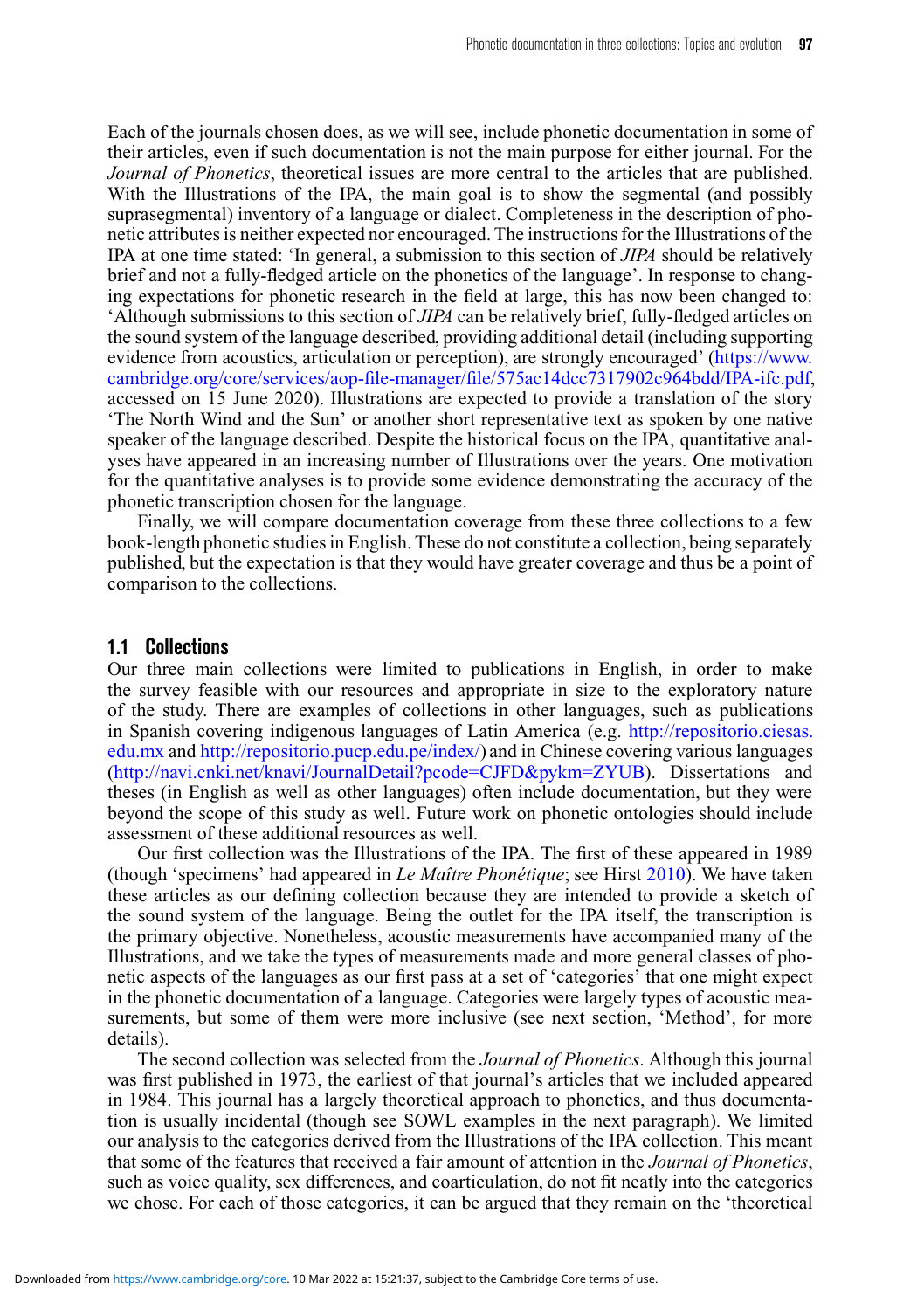Each of the journals chosen does, as we will see, include phonetic documentation in some of their articles, even if such documentation is not the main purpose for either journal. For the *Journal of Phonetics*, theoretical issues are more central to the articles that are published. With the Illustrations of the IPA, the main goal is to show the segmental (and possibly suprasegmental) inventory of a language or dialect. Completeness in the description of phonetic attributes is neither expected nor encouraged. The instructions for the Illustrations of the IPA at one time stated: 'In general, a submission to this section of *JIPA* should be relatively brief and not a fully-fledged article on the phonetics of the language'. In response to changing expectations for phonetic research in the field at large, this has now been changed to: 'Although submissions to this section of *JIPA* can be relatively brief, fully-fledged articles on the sound system of the language described, providing additional detail (including supporting evidence from acoustics, articulation or perception), are strongly encouraged' (https://www.cambridge.org/core/services/aop-file-manager/file/575ac14dcc7317902c964bdd/IPA-ifc.pdf, accessed on 15 June 2020). Illustrations are expected to provide a translation of the story 'The North Wind and the Sun' or another short representative text as spoken by one native speaker of the language described. Despite the historical focus on the IPA, quantitative analyses have appeared in an increasing number of Illustrations over the years. One motivation for the quantitative analyses is to provide some evidence demonstrating the accuracy of the phonetic transcription chosen for the language.

Finally, we will compare documentation coverage from these three collections to a few book-length phonetic studies in English. These do not constitute a collection, being separately published, but the expectation is that they would have greater coverage and thus be a point of comparison to the collections.

## 1.1 Collections

Our three main collections were limited to publications in English, in order to make the survey feasible with our resources and appropriate in size to the exploratory nature of the study. There are examples of collections in other languages, such as publications in Spanish covering indigenous languages of Latin America (e.g. http://repositorio.ciesas.edu.mx and http://repositorio.pucp.edu.pe/index/) and in Chinese covering various languages (http://navi.cnki.net/knavi/JournalDetail?pcode=CJFD&pykm=ZYUB). Dissertations and theses (in English as well as other languages) often include documentation, but they were beyond the scope of this study as well. Future work on phonetic ontologies should include assessment of these additional resources as well.

Our first collection was the Illustrations of the IPA. The first of these appeared in 1989 (though 'specimens' had appeared in *Le Maître Phonétique*; see Hirst 2010). We have taken these articles as our defining collection because they are intended to provide a sketch of the sound system of the language. Being the outlet for the IPA itself, the transcription is the primary objective. Nonetheless, acoustic measurements have accompanied many of the Illustrations, and we take the types of measurements made and more general classes of phonetic aspects of the languages as our first pass at a set of 'categories' that one might expect in the phonetic documentation of a language. Categories were largely types of acoustic measurements, but some of them were more inclusive (see next section, 'Method', for more details).

The second collection was selected from the *Journal of Phonetics*. Although this journal was first published in 1973, the earliest of that journal's articles that we included appeared in 1984. This journal has a largely theoretical approach to phonetics, and thus documentation is usually incidental (though see SOWL examples in the next paragraph). We limited our analysis to the categories derived from the Illustrations of the IPA collection. This meant that some of the features that received a fair amount of attention in the *Journal of Phonetics*, such as voice quality, sex differences, and coarticulation, do not fit neatly into the categories we chose. For each of those categories, it can be argued that they remain on the 'theoretical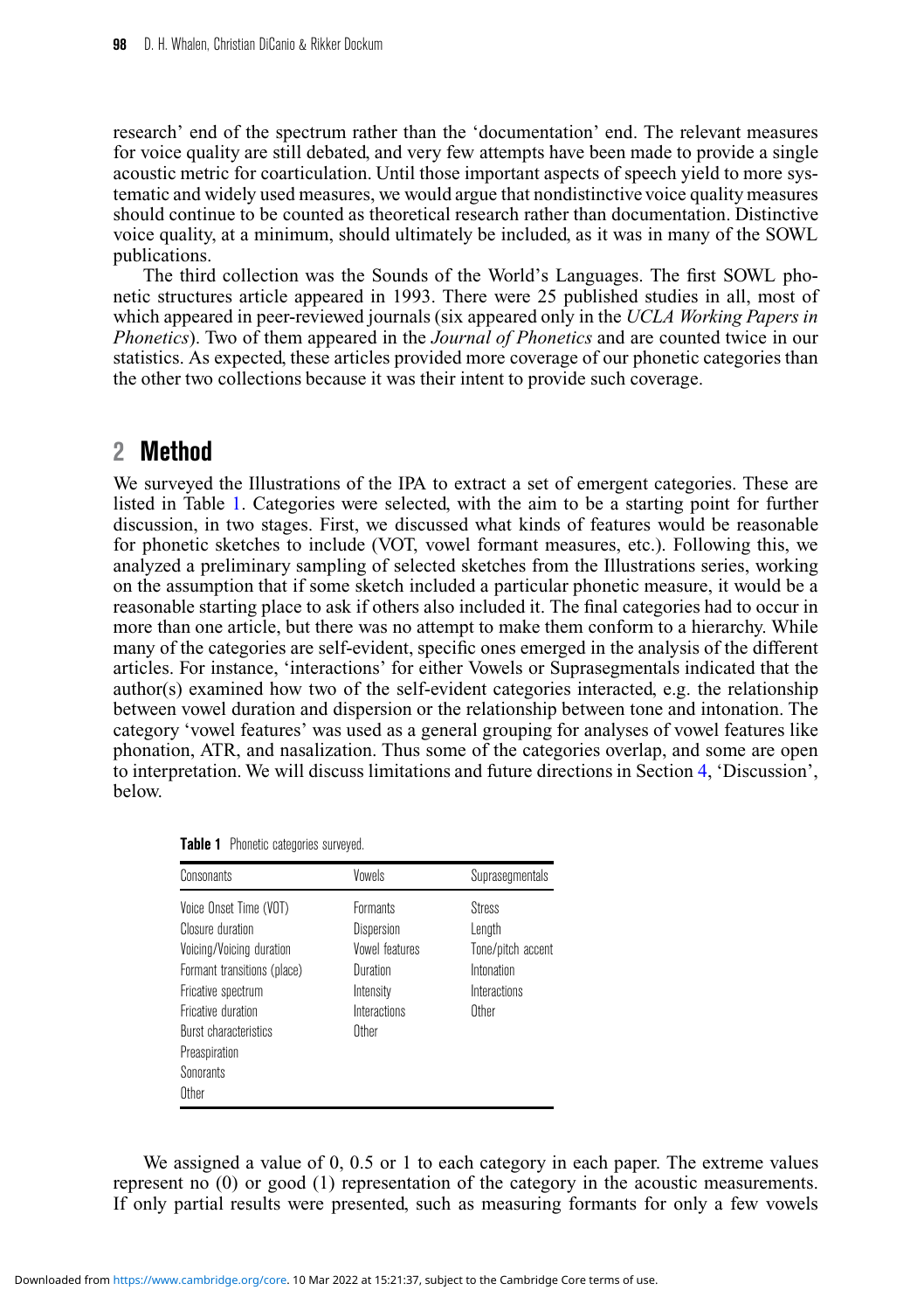research' end of the spectrum rather than the 'documentation' end. The relevant measures for voice quality are still debated, and very few attempts have been made to provide a single acoustic metric for coarticulation. Until those important aspects of speech yield to more systematic and widely used measures, we would argue that nondistinctive voice quality measures should continue to be counted as theoretical research rather than documentation. Distinctive voice quality, at a minimum, should ultimately be included, as it was in many of the SOWL publications.

The third collection was the Sounds of the World's Languages. The first SOWL phonetic structures article appeared in 1993. There were 25 published studies in all, most of which appeared in peer-reviewed journals (six appeared only in the *UCLA Working Papers in Phonetics*). Two of them appeared in the *Journal of Phonetics* and are counted twice in our statistics. As expected, these articles provided more coverage of our phonetic categories than the other two collections because it was their intent to provide such coverage.

## 2 Method

We surveyed the Illustrations of the IPA to extract a set of emergent categories. These are listed in Table 1. Categories were selected, with the aim to be a starting point for further discussion, in two stages. First, we discussed what kinds of features would be reasonable for phonetic sketches to include (VOT, vowel formant measures, etc.). Following this, we analyzed a preliminary sampling of selected sketches from the Illustrations series, working on the assumption that if some sketch included a particular phonetic measure, it would be a reasonable starting place to ask if others also included it. The final categories had to occur in more than one article, but there was no attempt to make them conform to a hierarchy. While many of the categories are self-evident, specific ones emerged in the analysis of the different articles. For instance, 'interactions' for either Vowels or Suprasegmentals indicated that the author(s) examined how two of the self-evident categories interacted, e.g. the relationship between vowel duration and dispersion or the relationship between tone and intonation. The category 'vowel features' was used as a general grouping for analyses of vowel features like phonation, ATR, and nasalization. Thus some of the categories overlap, and some are open to interpretation. We will discuss limitations and future directions in Section 4, 'Discussion', below.

**Table 1** Phonetic categories surveyed.

| Consonants | Vowels | Suprasegmentals |
|---|---|---|
| Voice Onset Time (VOT) | Formants | Stress |
| Closure duration | Dispersion | Length |
| Voicing/Voicing duration | Vowel features | Tone/pitch accent |
| Formant transitions (place) | Duration | Intonation |
| Fricative spectrum | Intensity | Interactions |
| Fricative duration | Interactions | Other |
| Burst characteristics | Other | |
| Preaspiration | | |
| Sonorants | | |
| Other | | |

We assigned a value of 0, 0.5 or 1 to each category in each paper. The extreme values represent no (0) or good (1) representation of the category in the acoustic measurements. If only partial results were presented, such as measuring formants for only a few vowels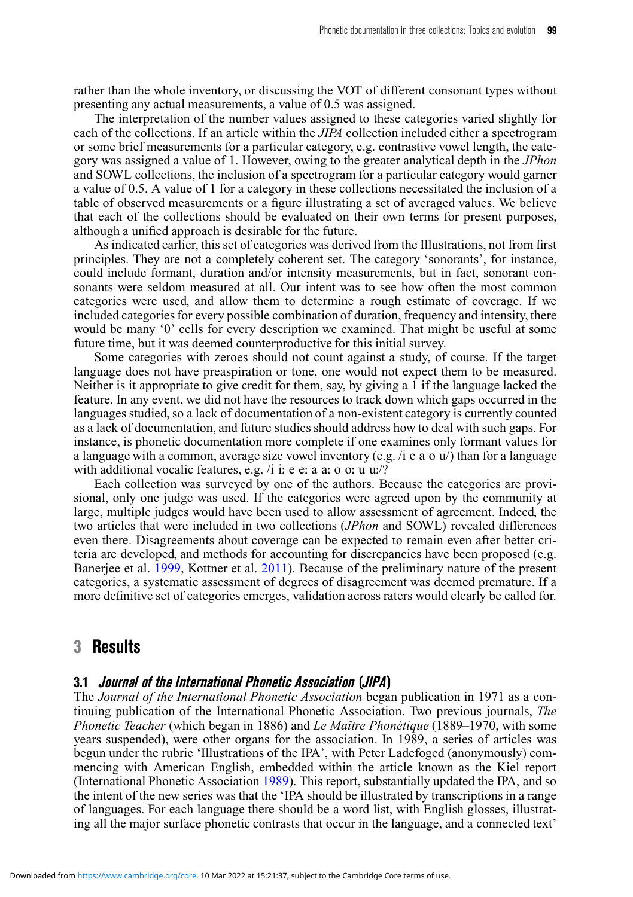rather than the whole inventory, or discussing the VOT of different consonant types without presenting any actual measurements, a value of 0.5 was assigned.

The interpretation of the number values assigned to these categories varied slightly for each of the collections. If an article within the *JIPA* collection included either a spectrogram or some brief measurements for a particular category, e.g. contrastive vowel length, the category was assigned a value of 1. However, owing to the greater analytical depth in the *JPhon* and SOWL collections, the inclusion of a spectrogram for a particular category would garner a value of 0.5. A value of 1 for a category in these collections necessitated the inclusion of a table of observed measurements or a figure illustrating a set of averaged values. We believe that each of the collections should be evaluated on their own terms for present purposes, although a unified approach is desirable for the future.

As indicated earlier, this set of categories was derived from the Illustrations, not from first principles. They are not a completely coherent set. The category 'sonorants', for instance, could include formant, duration and/or intensity measurements, but in fact, sonorant consonants were seldom measured at all. Our intent was to see how often the most common categories were used, and allow them to determine a rough estimate of coverage. If we included categories for every possible combination of duration, frequency and intensity, there would be many '0' cells for every description we examined. That might be useful at some future time, but it was deemed counterproductive for this initial survey.

Some categories with zeroes should not count against a study, of course. If the target language does not have preaspiration or tone, one would not expect them to be measured. Neither is it appropriate to give credit for them, say, by giving a 1 if the language lacked the feature. In any event, we did not have the resources to track down which gaps occurred in the languages studied, so a lack of documentation of a non-existent category is currently counted as a lack of documentation, and future studies should address how to deal with such gaps. For instance, is phonetic documentation more complete if one examines only formant values for a language with a common, average size vowel inventory (e.g. /i e a o u/) than for a language with additional vocalic features, e.g. /i iː e eː a aː o oː u uː/?

Each collection was surveyed by one of the authors. Because the categories are provisional, only one judge was used. If the categories were agreed upon by the community at large, multiple judges would have been used to allow assessment of agreement. Indeed, the two articles that were included in two collections (*JPhon* and SOWL) revealed differences even there. Disagreements about coverage can be expected to remain even after better criteria are developed, and methods for accounting for discrepancies have been proposed (e.g. Banerjee et al. 1999, Kottner et al. 2011). Because of the preliminary nature of the present categories, a systematic assessment of degrees of disagreement was deemed premature. If a more definitive set of categories emerges, validation across raters would clearly be called for.

## 3 Results

### 3.1 *Journal of the International Phonetic Association* (*JIPA*)

The *Journal of the International Phonetic Association* began publication in 1971 as a continuing publication of the International Phonetic Association. Two previous journals, *The Phonetic Teacher* (which began in 1886) and *Le Maître Phonétique* (1889–1970, with some years suspended), were other organs for the association. In 1989, a series of articles was begun under the rubric 'Illustrations of the IPA', with Peter Ladefoged (anonymously) commencing with American English, embedded within the article known as the Kiel report (International Phonetic Association 1989). This report, substantially updated the IPA, and so the intent of the new series was that the 'IPA should be illustrated by transcriptions in a range of languages. For each language there should be a word list, with English glosses, illustrating all the major surface phonetic contrasts that occur in the language, and a connected text'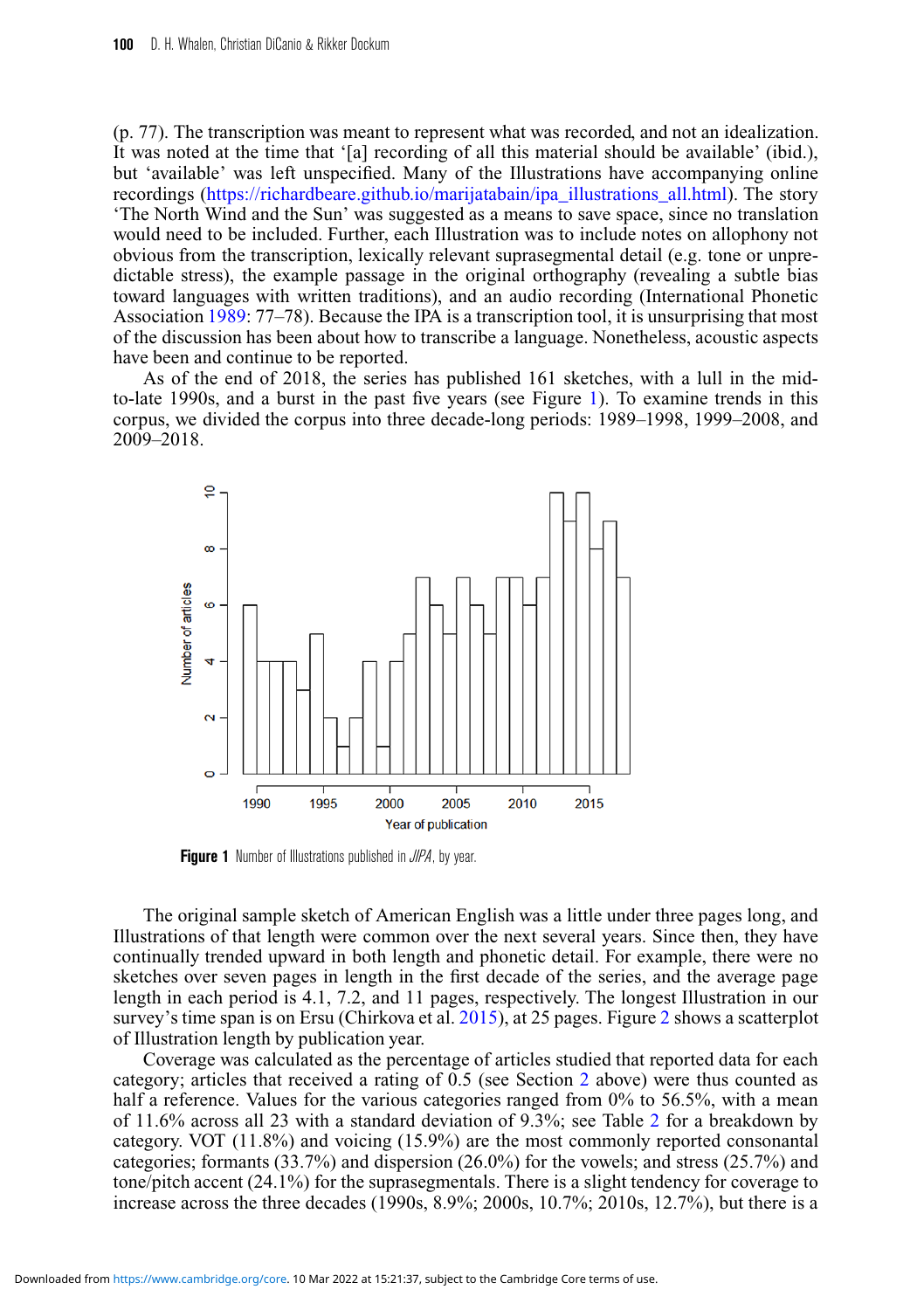(p. 77). The transcription was meant to represent what was recorded, and not an idealization. It was noted at the time that '[a] recording of all this material should be available' (ibid.), but 'available' was left unspecified. Many of the Illustrations have accompanying online recordings (https://richardbeare.github.io/marijatabain/ipa_illustrations_all.html). The story 'The North Wind and the Sun' was suggested as a means to save space, since no translation would need to be included. Further, each Illustration was to include notes on allophony not obvious from the transcription, lexically relevant suprasegmental detail (e.g. tone or unpredictable stress), the example passage in the original orthography (revealing a subtle bias toward languages with written traditions), and an audio recording (International Phonetic Association 1989: 77–78). Because the IPA is a transcription tool, it is unsurprising that most of the discussion has been about how to transcribe a language. Nonetheless, acoustic aspects have been and continue to be reported.

As of the end of 2018, the series has published 161 sketches, with a lull in the mid-to-late 1990s, and a burst in the past five years (see Figure 1). To examine trends in this corpus, we divided the corpus into three decade-long periods: 1989–1998, 1999–2008, and 2009–2018.

**Figure 1** Number of Illustrations published in *JIPA*, by year.

The original sample sketch of American English was a little under three pages long, and Illustrations of that length were common over the next several years. Since then, they have continually trended upward in both length and phonetic detail. For example, there were no sketches over seven pages in length in the first decade of the series, and the average page length in each period is 4.1, 7.2, and 11 pages, respectively. The longest Illustration in our survey's time span is on Ersu (Chirkova et al. 2015), at 25 pages. Figure 2 shows a scatterplot of Illustration length by publication year.

Coverage was calculated as the percentage of articles studied that reported data for each category; articles that received a rating of 0.5 (see Section 2 above) were thus counted as half a reference. Values for the various categories ranged from 0% to 56.5%, with a mean of 11.6% across all 23 with a standard deviation of 9.3%; see Table 2 for a breakdown by category. VOT (11.8%) and voicing (15.9%) are the most commonly reported consonantal categories; formants (33.7%) and dispersion (26.0%) for the vowels; and stress (25.7%) and tone/pitch accent (24.1%) for the suprasegmentals. There is a slight tendency for coverage to increase across the three decades (1990s, 8.9%; 2000s, 10.7%; 2010s, 12.7%), but there is a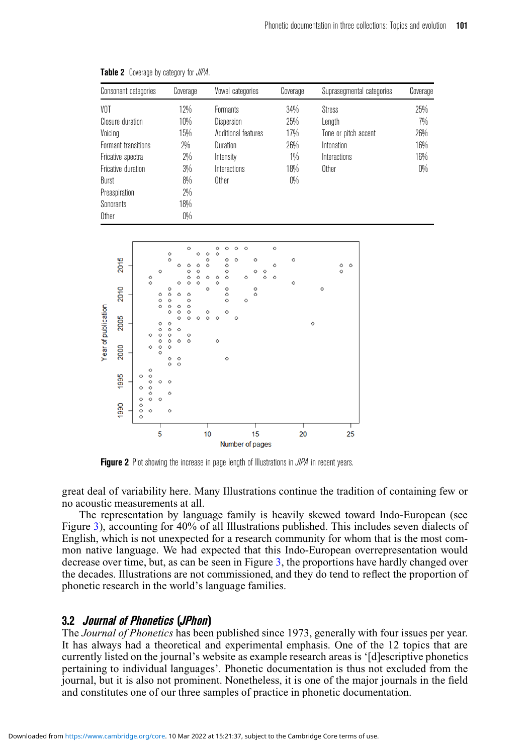**Table 2** Coverage by category for *JIPA*.

| Consonant categories | Coverage | Vowel categories | Coverage | Suprasegmental categories | Coverage |
|---|---|---|---|---|---|
| VOT | 12% | Formants | 34% | Stress | 25% |
| Closure duration | 10% | Dispersion | 25% | Length | 7% |
| Voicing | 15% | Additional features | 17% | Tone or pitch accent | 26% |
| Formant transitions | 2% | Duration | 26% | Intonation | 16% |
| Fricative spectra | 2% | Intensity | 1% | Interactions | 16% |
| Fricative duration | 3% | Interactions | 18% | Other | 0% |
| Burst | 8% | Other | 0% | | |
| Preaspiration | 2% | | | | |
| Sonorants | 18% | | | | |
| Other | 0% | | | | |

**Figure 2** Plot showing the increase in page length of Illustrations in *JIPA* in recent years.

great deal of variability here. Many Illustrations continue the tradition of containing few or no acoustic measurements at all.

The representation by language family is heavily skewed toward Indo-European (see Figure 3), accounting for 40% of all Illustrations published. This includes seven dialects of English, which is not unexpected for a research community for whom that is the most common native language. We had expected that this Indo-European overrepresentation would decrease over time, but, as can be seen in Figure 3, the proportions have hardly changed over the decades. Illustrations are not commissioned, and they do tend to reflect the proportion of phonetic research in the world's language families.

### 3.2 *Journal of Phonetics* (*JPhon*)

The *Journal of Phonetics* has been published since 1973, generally with four issues per year. It has always had a theoretical and experimental emphasis. One of the 12 topics that are currently listed on the journal's website as example research areas is '[d]escriptive phonetics pertaining to individual languages'. Phonetic documentation is thus not excluded from the journal, but it is also not prominent. Nonetheless, it is one of the major journals in the field and constitutes one of our three samples of practice in phonetic documentation.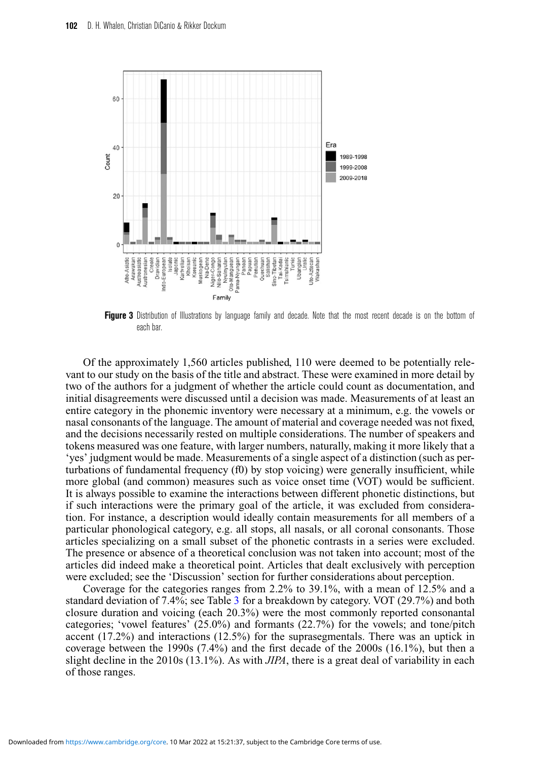**Figure 3** Distribution of Illustrations by language family and decade. Note that the most recent decade is on the bottom of each bar.

Of the approximately 1,560 articles published, 110 were deemed to be potentially relevant to our study on the basis of the title and abstract. These were examined in more detail by two of the authors for a judgment of whether the article could count as documentation, and initial disagreements were discussed until a decision was made. Measurements of at least an entire category in the phonemic inventory were necessary at a minimum, e.g. the vowels or nasal consonants of the language. The amount of material and coverage needed was not fixed, and the decisions necessarily rested on multiple considerations. The number of speakers and tokens measured was one feature, with larger numbers, naturally, making it more likely that a 'yes' judgment would be made. Measurements of a single aspect of a distinction (such as perturbations of fundamental frequency (f0) by stop voicing) were generally insufficient, while more global (and common) measures such as voice onset time (VOT) would be sufficient. It is always possible to examine the interactions between different phonetic distinctions, but if such interactions were the primary goal of the article, it was excluded from consideration. For instance, a description would ideally contain measurements for all members of a particular phonological category, e.g. all stops, all nasals, or all coronal consonants. Those articles specializing on a small subset of the phonetic contrasts in a series were excluded. The presence or absence of a theoretical conclusion was not taken into account; most of the articles did indeed make a theoretical point. Articles that dealt exclusively with perception were excluded; see the 'Discussion' section for further considerations about perception.

Coverage for the categories ranges from 2.2% to 39.1%, with a mean of 12.5% and a standard deviation of 7.4%; see Table 3 for a breakdown by category. VOT (29.7%) and both closure duration and voicing (each 20.3%) were the most commonly reported consonantal categories; 'vowel features' (25.0%) and formants (22.7%) for the vowels; and tone/pitch accent (17.2%) and interactions (12.5%) for the suprasegmentals. There was an uptick in coverage between the 1990s (7.4%) and the first decade of the 2000s (16.1%), but then a slight decline in the 2010s (13.1%). As with *JIPA*, there is a great deal of variability in each of those ranges.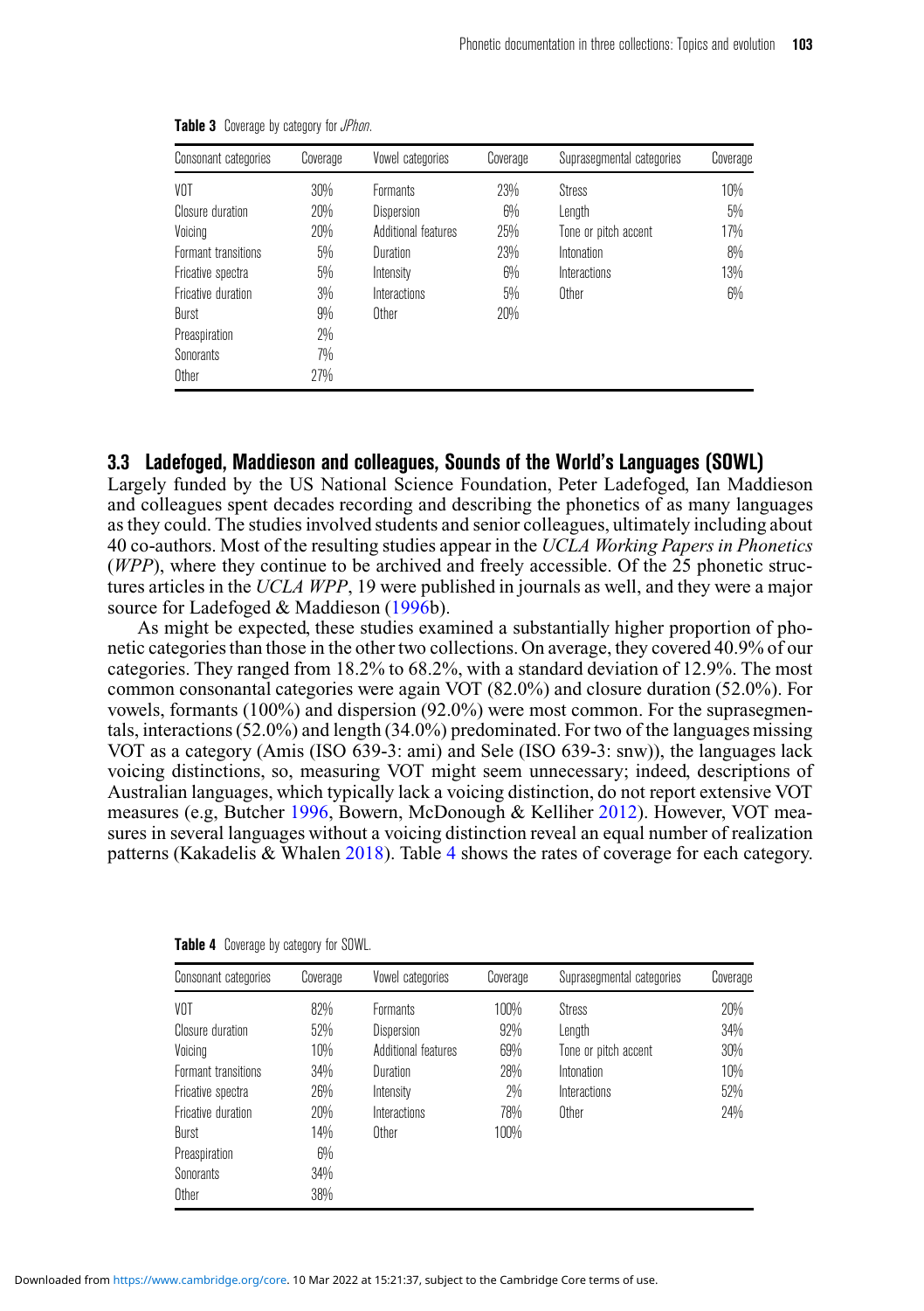**Table 3** Coverage by category for *JPhon*.

| Consonant categories | Coverage | Vowel categories | Coverage | Suprasegmental categories | Coverage |
|---|---|---|---|---|---|
| VOT | 30% | Formants | 23% | Stress | 10% |
| Closure duration | 20% | Dispersion | 6% | Length | 5% |
| Voicing | 20% | Additional features | 25% | Tone or pitch accent | 17% |
| Formant transitions | 5% | Duration | 23% | Intonation | 8% |
| Fricative spectra | 5% | Intensity | 6% | Interactions | 13% |
| Fricative duration | 3% | Interactions | 5% | Other | 6% |
| Burst | 9% | Other | 20% | | |
| Preaspiration | 2% | | | | |
| Sonorants | 7% | | | | |
| Other | 27% | | | | |

### 3.3 Ladefoged, Maddieson and colleagues, Sounds of the World's Languages (SOWL)

Largely funded by the US National Science Foundation, Peter Ladefoged, Ian Maddieson and colleagues spent decades recording and describing the phonetics of as many languages as they could. The studies involved students and senior colleagues, ultimately including about 40 co-authors. Most of the resulting studies appear in the *UCLA Working Papers in Phonetics* (*WPP*), where they continue to be archived and freely accessible. Of the 25 phonetic structures articles in the *UCLA WPP*, 19 were published in journals as well, and they were a major source for Ladefoged & Maddieson (1996b).

As might be expected, these studies examined a substantially higher proportion of phonetic categories than those in the other two collections. On average, they covered 40.9% of our categories. They ranged from 18.2% to 68.2%, with a standard deviation of 12.9%. The most common consonantal categories were again VOT (82.0%) and closure duration (52.0%). For vowels, formants (100%) and dispersion (92.0%) were most common. For the suprasegmentals, interactions (52.0%) and length (34.0%) predominated. For two of the languages missing VOT as a category (Amis (ISO 639-3: ami) and Sele (ISO 639-3: snw)), the languages lack voicing distinctions, so, measuring VOT might seem unnecessary; indeed, descriptions of Australian languages, which typically lack a voicing distinction, do not report extensive VOT measures (e.g, Butcher 1996, Bowern, McDonough & Kelliher 2012). However, VOT measures in several languages without a voicing distinction reveal an equal number of realization patterns (Kakadelis & Whalen 2018). Table 4 shows the rates of coverage for each category.

**Table 4** Coverage by category for SOWL.

| Consonant categories | Coverage | Vowel categories | Coverage | Suprasegmental categories | Coverage |
|---|---|---|---|---|---|
| VOT | 82% | Formants | 100% | Stress | 20% |
| Closure duration | 52% | Dispersion | 92% | Length | 34% |
| Voicing | 10% | Additional features | 69% | Tone or pitch accent | 30% |
| Formant transitions | 34% | Duration | 28% | Intonation | 10% |
| Fricative spectra | 26% | Intensity | 2% | Interactions | 52% |
| Fricative duration | 20% | Interactions | 78% | Other | 24% |
| Burst | 14% | Other | 100% | | |
| Preaspiration | 6% | | | | |
| Sonorants | 34% | | | | |
| Other | 38% | | | | |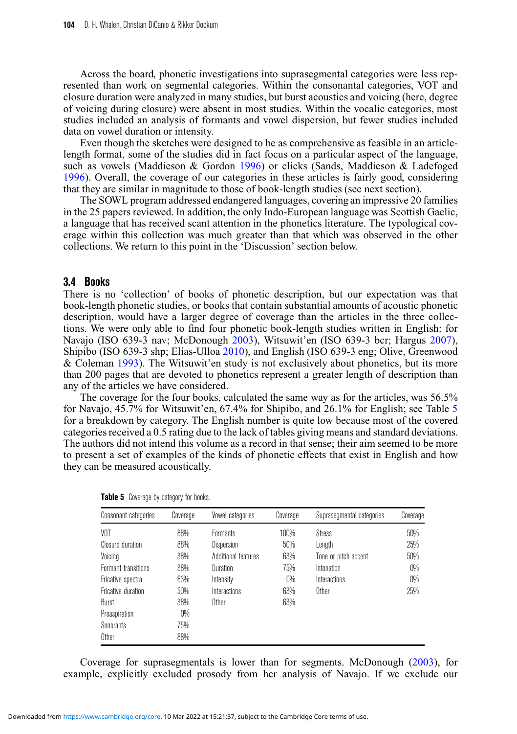Across the board, phonetic investigations into suprasegmental categories were less represented than work on segmental categories. Within the consonantal categories, VOT and closure duration were analyzed in many studies, but burst acoustics and voicing (here, degree of voicing during closure) were absent in most studies. Within the vocalic categories, most studies included an analysis of formants and vowel dispersion, but fewer studies included data on vowel duration or intensity.

Even though the sketches were designed to be as comprehensive as feasible in an article-length format, some of the studies did in fact focus on a particular aspect of the language, such as vowels (Maddieson & Gordon 1996) or clicks (Sands, Maddieson & Ladefoged 1996). Overall, the coverage of our categories in these articles is fairly good, considering that they are similar in magnitude to those of book-length studies (see next section).

The SOWL program addressed endangered languages, covering an impressive 20 families in the 25 papers reviewed. In addition, the only Indo-European language was Scottish Gaelic, a language that has received scant attention in the phonetics literature. The typological coverage within this collection was much greater than that which was observed in the other collections. We return to this point in the 'Discussion' section below.

## 3.4 Books

There is no 'collection' of books of phonetic description, but our expectation was that book-length phonetic studies, or books that contain substantial amounts of acoustic phonetic description, would have a larger degree of coverage than the articles in the three collections. We were only able to find four phonetic book-length studies written in English: for Navajo (ISO 639-3 nav; McDonough 2003), Witsuwit'en (ISO 639-3 bcr; Hargus 2007), Shipibo (ISO 639-3 shp; Elías-Ulloa 2010), and English (ISO 639-3 eng; Olive, Greenwood & Coleman 1993). The Witsuwit'en study is not exclusively about phonetics, but its more than 200 pages that are devoted to phonetics represent a greater length of description than any of the articles we have considered.

The coverage for the four books, calculated the same way as for the articles, was 56.5% for Navajo, 45.7% for Witsuwit'en, 67.4% for Shipibo, and 26.1% for English; see Table 5 for a breakdown by category. The English number is quite low because most of the covered categories received a 0.5 rating due to the lack of tables giving means and standard deviations. The authors did not intend this volume as a record in that sense; their aim seemed to be more to present a set of examples of the kinds of phonetic effects that exist in English and how they can be measured acoustically.

**Table 5** Coverage by category for books.

| Consonant categories | Coverage | Vowel categories | Coverage | Suprasegmental categories | Coverage |
|---|---|---|---|---|---|
| VOT | 88% | Formants | 100% | Stress | 50% |
| Closure duration | 88% | Dispersion | 50% | Length | 25% |
| Voicing | 38% | Additional features | 63% | Tone or pitch accent | 50% |
| Formant transitions | 38% | Duration | 75% | Intonation | 0% |
| Fricative spectra | 63% | Intensity | 0% | Interactions | 0% |
| Fricative duration | 50% | Interactions | 63% | Other | 25% |
| Burst | 38% | Other | 63% | | |
| Preaspiration | 0% | | | | |
| Sonorants | 75% | | | | |
| Other | 88% | | | | |

Coverage for suprasegmentals is lower than for segments. McDonough (2003), for example, explicitly excluded prosody from her analysis of Navajo. If we exclude our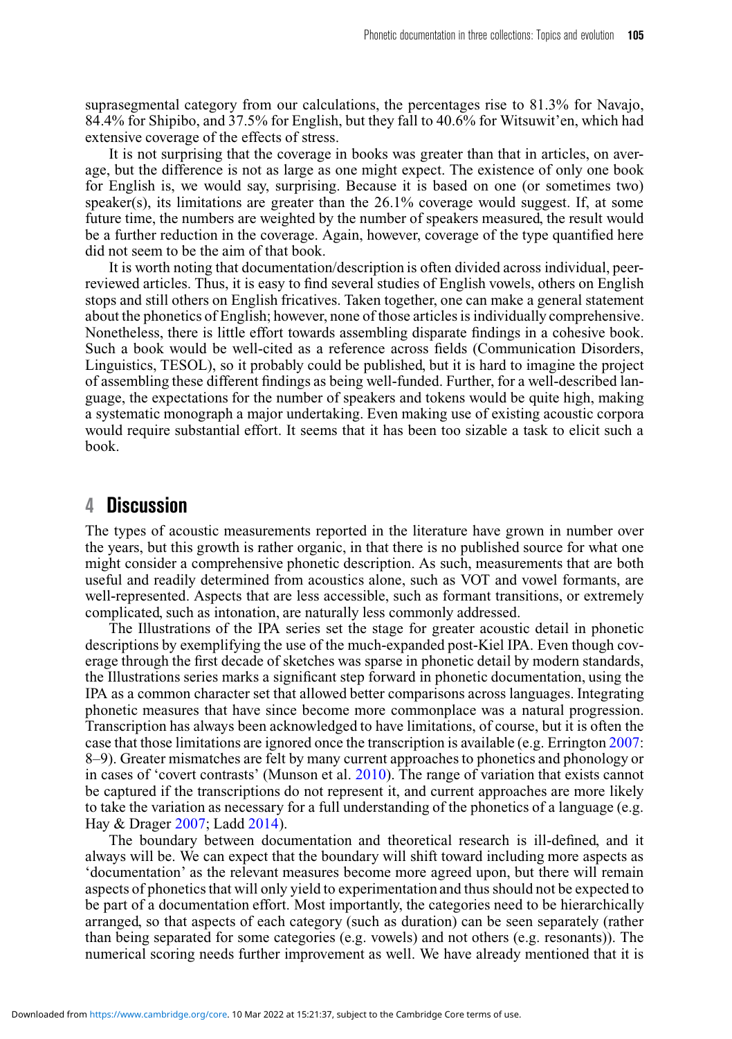suprasegmental category from our calculations, the percentages rise to 81.3% for Navajo, 84.4% for Shipibo, and 37.5% for English, but they fall to 40.6% for Witsuwit'en, which had extensive coverage of the effects of stress.

It is not surprising that the coverage in books was greater than that in articles, on average, but the difference is not as large as one might expect. The existence of only one book for English is, we would say, surprising. Because it is based on one (or sometimes two) speaker(s), its limitations are greater than the 26.1% coverage would suggest. If, at some future time, the numbers are weighted by the number of speakers measured, the result would be a further reduction in the coverage. Again, however, coverage of the type quantified here did not seem to be the aim of that book.

It is worth noting that documentation/description is often divided across individual, peer-reviewed articles. Thus, it is easy to find several studies of English vowels, others on English stops and still others on English fricatives. Taken together, one can make a general statement about the phonetics of English; however, none of those articles is individually comprehensive. Nonetheless, there is little effort towards assembling disparate findings in a cohesive book. Such a book would be well-cited as a reference across fields (Communication Disorders, Linguistics, TESOL), so it probably could be published, but it is hard to imagine the project of assembling these different findings as being well-funded. Further, for a well-described language, the expectations for the number of speakers and tokens would be quite high, making a systematic monograph a major undertaking. Even making use of existing acoustic corpora would require substantial effort. It seems that it has been too sizable a task to elicit such a book.

## 4 Discussion

The types of acoustic measurements reported in the literature have grown in number over the years, but this growth is rather organic, in that there is no published source for what one might consider a comprehensive phonetic description. As such, measurements that are both useful and readily determined from acoustics alone, such as VOT and vowel formants, are well-represented. Aspects that are less accessible, such as formant transitions, or extremely complicated, such as intonation, are naturally less commonly addressed.

The Illustrations of the IPA series set the stage for greater acoustic detail in phonetic descriptions by exemplifying the use of the much-expanded post-Kiel IPA. Even though coverage through the first decade of sketches was sparse in phonetic detail by modern standards, the Illustrations series marks a significant step forward in phonetic documentation, using the IPA as a common character set that allowed better comparisons across languages. Integrating phonetic measures that have since become more commonplace was a natural progression. Transcription has always been acknowledged to have limitations, of course, but it is often the case that those limitations are ignored once the transcription is available (e.g. Errington 2007: 8–9). Greater mismatches are felt by many current approaches to phonetics and phonology or in cases of 'covert contrasts' (Munson et al. 2010). The range of variation that exists cannot be captured if the transcriptions do not represent it, and current approaches are more likely to take the variation as necessary for a full understanding of the phonetics of a language (e.g. Hay & Drager 2007; Ladd 2014).

The boundary between documentation and theoretical research is ill-defined, and it always will be. We can expect that the boundary will shift toward including more aspects as 'documentation' as the relevant measures become more agreed upon, but there will remain aspects of phonetics that will only yield to experimentation and thus should not be expected to be part of a documentation effort. Most importantly, the categories need to be hierarchically arranged, so that aspects of each category (such as duration) can be seen separately (rather than being separated for some categories (e.g. vowels) and not others (e.g. resonants)). The numerical scoring needs further improvement as well. We have already mentioned that it is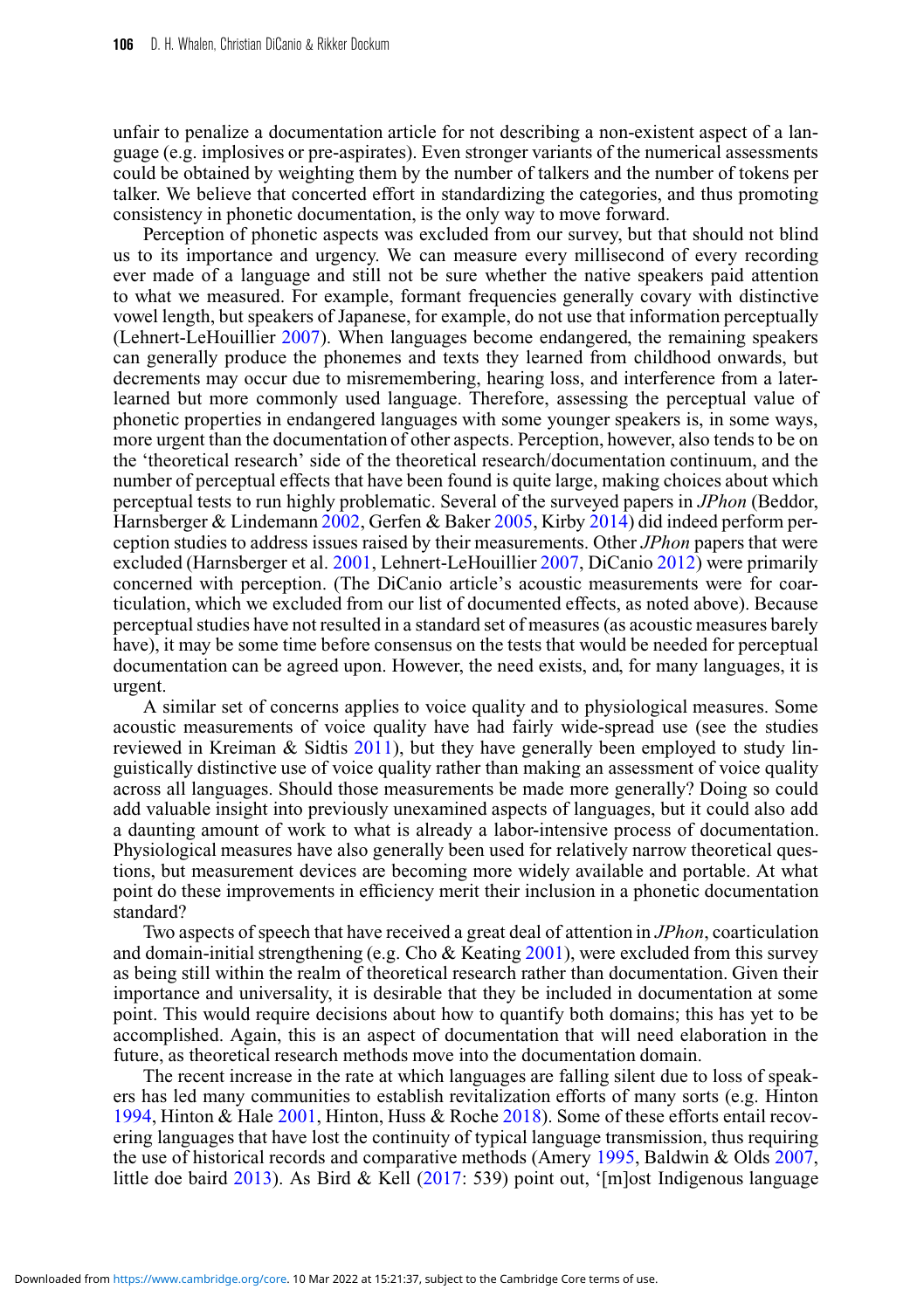unfair to penalize a documentation article for not describing a non-existent aspect of a language (e.g. implosives or pre-aspirates). Even stronger variants of the numerical assessments could be obtained by weighting them by the number of talkers and the number of tokens per talker. We believe that concerted effort in standardizing the categories, and thus promoting consistency in phonetic documentation, is the only way to move forward.

Perception of phonetic aspects was excluded from our survey, but that should not blind us to its importance and urgency. We can measure every millisecond of every recording ever made of a language and still not be sure whether the native speakers paid attention to what we measured. For example, formant frequencies generally covary with distinctive vowel length, but speakers of Japanese, for example, do not use that information perceptually (Lehnert-LeHouillier 2007). When languages become endangered, the remaining speakers can generally produce the phonemes and texts they learned from childhood onwards, but decrements may occur due to misremembering, hearing loss, and interference from a later-learned but more commonly used language. Therefore, assessing the perceptual value of phonetic properties in endangered languages with some younger speakers is, in some ways, more urgent than the documentation of other aspects. Perception, however, also tends to be on the 'theoretical research' side of the theoretical research/documentation continuum, and the number of perceptual effects that have been found is quite large, making choices about which perceptual tests to run highly problematic. Several of the surveyed papers in *JPhon* (Beddor, Harnsberger & Lindemann 2002, Gerfen & Baker 2005, Kirby 2014) did indeed perform perception studies to address issues raised by their measurements. Other *JPhon* papers that were excluded (Harnsberger et al. 2001, Lehnert-LeHouillier 2007, DiCanio 2012) were primarily concerned with perception. (The DiCanio article's acoustic measurements were for coarticulation, which we excluded from our list of documented effects, as noted above). Because perceptual studies have not resulted in a standard set of measures (as acoustic measures barely have), it may be some time before consensus on the tests that would be needed for perceptual documentation can be agreed upon. However, the need exists, and, for many languages, it is urgent.

A similar set of concerns applies to voice quality and to physiological measures. Some acoustic measurements of voice quality have had fairly wide-spread use (see the studies reviewed in Kreiman & Sidtis 2011), but they have generally been employed to study linguistically distinctive use of voice quality rather than making an assessment of voice quality across all languages. Should those measurements be made more generally? Doing so could add valuable insight into previously unexamined aspects of languages, but it could also add a daunting amount of work to what is already a labor-intensive process of documentation. Physiological measures have also generally been used for relatively narrow theoretical questions, but measurement devices are becoming more widely available and portable. At what point do these improvements in efficiency merit their inclusion in a phonetic documentation standard?

Two aspects of speech that have received a great deal of attention in *JPhon*, coarticulation and domain-initial strengthening (e.g. Cho & Keating 2001), were excluded from this survey as being still within the realm of theoretical research rather than documentation. Given their importance and universality, it is desirable that they be included in documentation at some point. This would require decisions about how to quantify both domains; this has yet to be accomplished. Again, this is an aspect of documentation that will need elaboration in the future, as theoretical research methods move into the documentation domain.

The recent increase in the rate at which languages are falling silent due to loss of speakers has led many communities to establish revitalization efforts of many sorts (e.g. Hinton 1994, Hinton & Hale 2001, Hinton, Huss & Roche 2018). Some of these efforts entail recovering languages that have lost the continuity of typical language transmission, thus requiring the use of historical records and comparative methods (Amery 1995, Baldwin & Olds 2007, little doe baird 2013). As Bird & Kell (2017: 539) point out, '[m]ost Indigenous language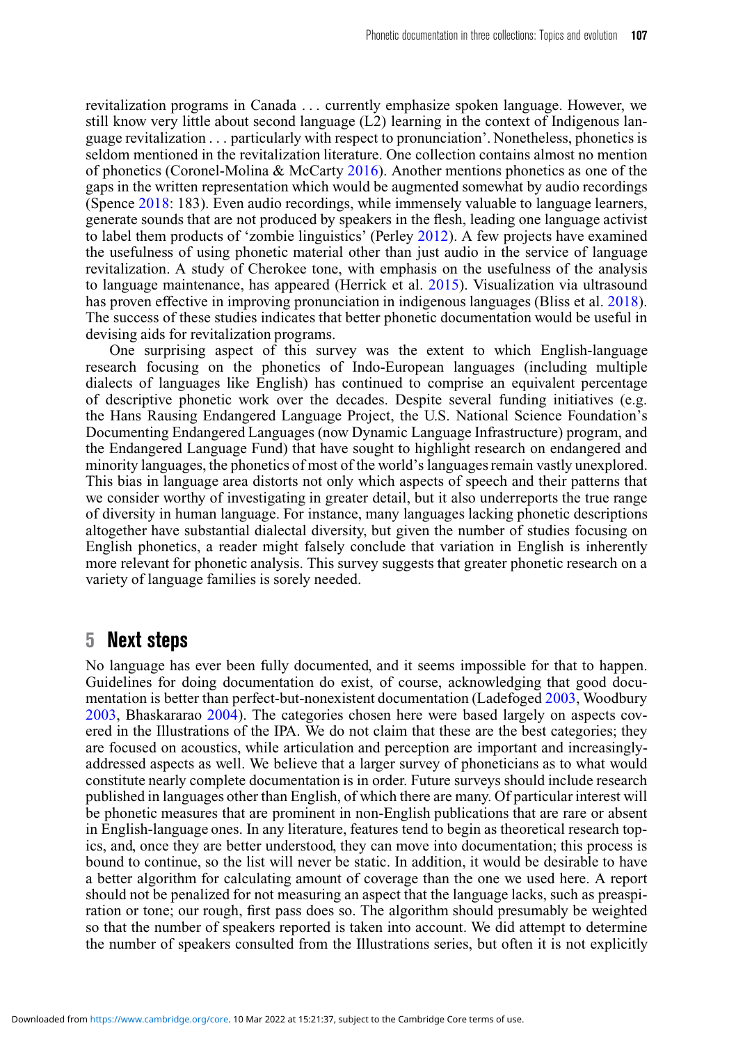revitalization programs in Canada . . . currently emphasize spoken language. However, we still know very little about second language (L2) learning in the context of Indigenous language revitalization . . . particularly with respect to pronunciation'. Nonetheless, phonetics is seldom mentioned in the revitalization literature. One collection contains almost no mention of phonetics (Coronel-Molina & McCarty 2016). Another mentions phonetics as one of the gaps in the written representation which would be augmented somewhat by audio recordings (Spence 2018: 183). Even audio recordings, while immensely valuable to language learners, generate sounds that are not produced by speakers in the flesh, leading one language activist to label them products of 'zombie linguistics' (Perley 2012). A few projects have examined the usefulness of using phonetic material other than just audio in the service of language revitalization. A study of Cherokee tone, with emphasis on the usefulness of the analysis to language maintenance, has appeared (Herrick et al. 2015). Visualization via ultrasound has proven effective in improving pronunciation in indigenous languages (Bliss et al. 2018). The success of these studies indicates that better phonetic documentation would be useful in devising aids for revitalization programs.

One surprising aspect of this survey was the extent to which English-language research focusing on the phonetics of Indo-European languages (including multiple dialects of languages like English) has continued to comprise an equivalent percentage of descriptive phonetic work over the decades. Despite several funding initiatives (e.g. the Hans Rausing Endangered Language Project, the U.S. National Science Foundation's Documenting Endangered Languages (now Dynamic Language Infrastructure) program, and the Endangered Language Fund) that have sought to highlight research on endangered and minority languages, the phonetics of most of the world's languages remain vastly unexplored. This bias in language area distorts not only which aspects of speech and their patterns that we consider worthy of investigating in greater detail, but it also underreports the true range of diversity in human language. For instance, many languages lacking phonetic descriptions altogether have substantial dialectal diversity, but given the number of studies focusing on English phonetics, a reader might falsely conclude that variation in English is inherently more relevant for phonetic analysis. This survey suggests that greater phonetic research on a variety of language families is sorely needed.

## 5 Next steps

No language has ever been fully documented, and it seems impossible for that to happen. Guidelines for doing documentation do exist, of course, acknowledging that good documentation is better than perfect-but-nonexistent documentation (Ladefoged 2003, Woodbury 2003, Bhaskararao 2004). The categories chosen here were based largely on aspects covered in the Illustrations of the IPA. We do not claim that these are the best categories; they are focused on acoustics, while articulation and perception are important and increasingly-addressed aspects as well. We believe that a larger survey of phoneticians as to what would constitute nearly complete documentation is in order. Future surveys should include research published in languages other than English, of which there are many. Of particular interest will be phonetic measures that are prominent in non-English publications that are rare or absent in English-language ones. In any literature, features tend to begin as theoretical research topics, and, once they are better understood, they can move into documentation; this process is bound to continue, so the list will never be static. In addition, it would be desirable to have a better algorithm for calculating amount of coverage than the one we used here. A report should not be penalized for not measuring an aspect that the language lacks, such as preaspiration or tone; our rough, first pass does so. The algorithm should presumably be weighted so that the number of speakers reported is taken into account. We did attempt to determine the number of speakers consulted from the Illustrations series, but often it is not explicitly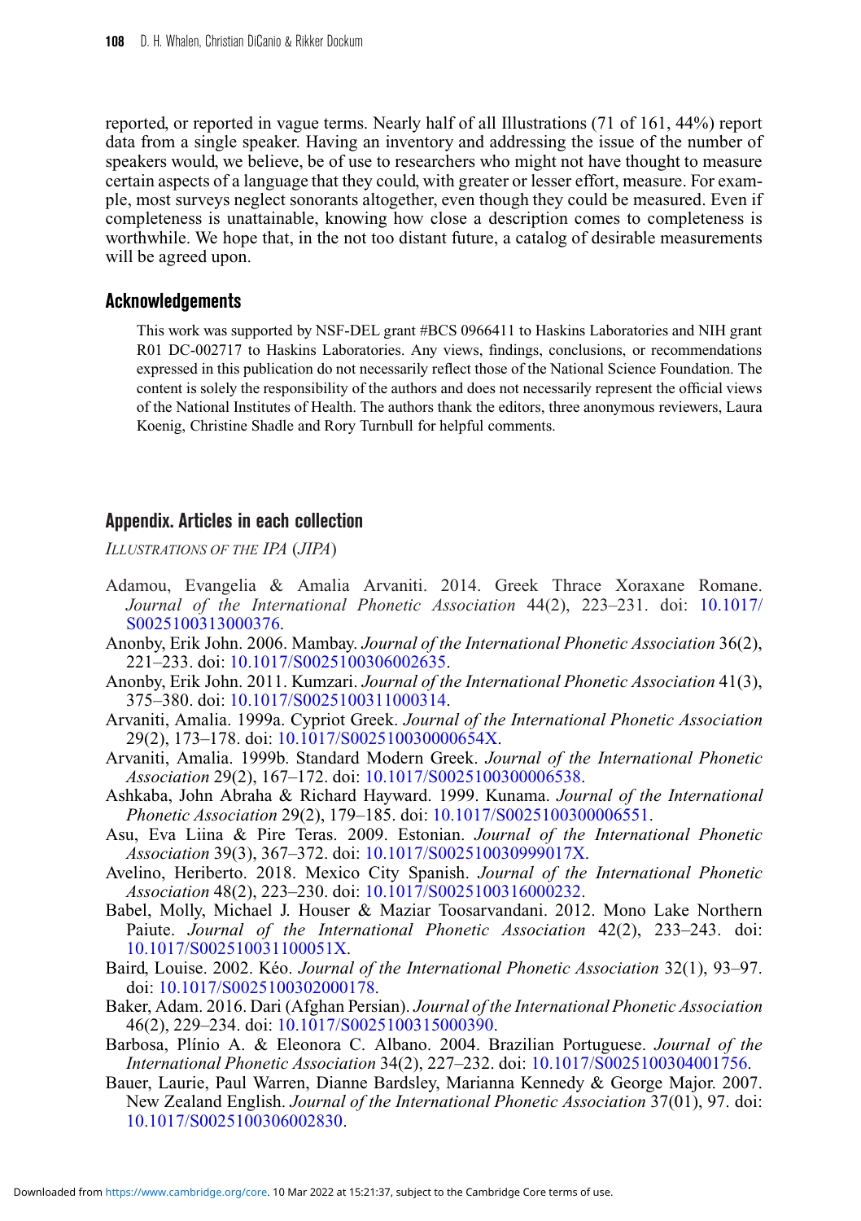reported, or reported in vague terms. Nearly half of all Illustrations (71 of 161, 44%) report data from a single speaker. Having an inventory and addressing the issue of the number of speakers would, we believe, be of use to researchers who might not have thought to measure certain aspects of a language that they could, with greater or lesser effort, measure. For example, most surveys neglect sonorants altogether, even though they could be measured. Even if completeness is unattainable, knowing how close a description comes to completeness is worthwhile. We hope that, in the not too distant future, a catalog of desirable measurements will be agreed upon.

## Acknowledgements

This work was supported by NSF-DEL grant #BCS 0966411 to Haskins Laboratories and NIH grant R01 DC-002717 to Haskins Laboratories. Any views, findings, conclusions, or recommendations expressed in this publication do not necessarily reflect those of the National Science Foundation. The content is solely the responsibility of the authors and does not necessarily represent the official views of the National Institutes of Health. The authors thank the editors, three anonymous reviewers, Laura Koenig, Christine Shadle and Rory Turnbull for helpful comments.

## Appendix. Articles in each collection

*Illustrations of the IPA* (*JIPA*)

Adamou, Evangelia & Amalia Arvaniti. 2014. Greek Thrace Xoraxane Romane. *Journal of the International Phonetic Association* 44(2), 223–231. doi: 10.1017/S0025100313000376.

Anonby, Erik John. 2006. Mambay. *Journal of the International Phonetic Association* 36(2), 221–233. doi: 10.1017/S0025100306002635.

Anonby, Erik John. 2011. Kumzari. *Journal of the International Phonetic Association* 41(3), 375–380. doi: 10.1017/S0025100311000314.

Arvaniti, Amalia. 1999a. Cypriot Greek. *Journal of the International Phonetic Association* 29(2), 173–178. doi: 10.1017/S002510030000654X.

Arvaniti, Amalia. 1999b. Standard Modern Greek. *Journal of the International Phonetic Association* 29(2), 167–172. doi: 10.1017/S0025100300006538.

Ashkaba, John Abraha & Richard Hayward. 1999. Kunama. *Journal of the International Phonetic Association* 29(2), 179–185. doi: 10.1017/S0025100300006551.

Asu, Eva Liina & Pire Teras. 2009. Estonian. *Journal of the International Phonetic Association* 39(3), 367–372. doi: 10.1017/S002510030999017X.

Avelino, Heriberto. 2018. Mexico City Spanish. *Journal of the International Phonetic Association* 48(2), 223–230. doi: 10.1017/S0025100316000232.

Babel, Molly, Michael J. Houser & Maziar Toosarvandani. 2012. Mono Lake Northern Paiute. *Journal of the International Phonetic Association* 42(2), 233–243. doi: 10.1017/S002510031100051X.

Baird, Louise. 2002. Kéo. *Journal of the International Phonetic Association* 32(1), 93–97. doi: 10.1017/S0025100302000178.

Baker, Adam. 2016. Dari (Afghan Persian). *Journal of the International Phonetic Association* 46(2), 229–234. doi: 10.1017/S0025100315000390.

Barbosa, Plínio A. & Eleonora C. Albano. 2004. Brazilian Portuguese. *Journal of the International Phonetic Association* 34(2), 227–232. doi: 10.1017/S0025100304001756.

Bauer, Laurie, Paul Warren, Dianne Bardsley, Marianna Kennedy & George Major. 2007. New Zealand English. *Journal of the International Phonetic Association* 37(01), 97. doi: 10.1017/S0025100306002830.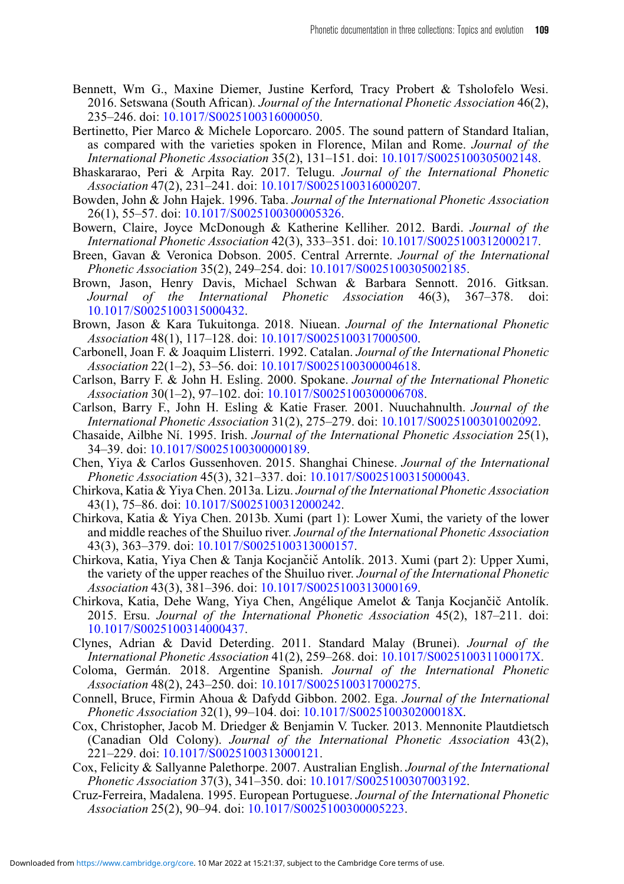Bennett, Wm G., Maxine Diemer, Justine Kerford, Tracy Probert & Tsholofelo Wesi. 2016. Setswana (South African). *Journal of the International Phonetic Association* 46(2), 235–246. doi: 10.1017/S0025100316000050.

Bertinetto, Pier Marco & Michele Loporcaro. 2005. The sound pattern of Standard Italian, as compared with the varieties spoken in Florence, Milan and Rome. *Journal of the International Phonetic Association* 35(2), 131–151. doi: 10.1017/S0025100305002148.

Bhaskararao, Peri & Arpita Ray. 2017. Telugu. *Journal of the International Phonetic Association* 47(2), 231–241. doi: 10.1017/S0025100316000207.

Bowden, John & John Hajek. 1996. Taba. *Journal of the International Phonetic Association* 26(1), 55–57. doi: 10.1017/S0025100300005326.

Bowern, Claire, Joyce McDonough & Katherine Kelliher. 2012. Bardi. *Journal of the International Phonetic Association* 42(3), 333–351. doi: 10.1017/S0025100312000217.

Breen, Gavan & Veronica Dobson. 2005. Central Arrernte. *Journal of the International Phonetic Association* 35(2), 249–254. doi: 10.1017/S0025100305002185.

Brown, Jason, Henry Davis, Michael Schwan & Barbara Sennott. 2016. Gitksan. *Journal of the International Phonetic Association* 46(3), 367–378. doi: 10.1017/S0025100315000432.

Brown, Jason & Kara Tukuitonga. 2018. Niuean. *Journal of the International Phonetic Association* 48(1), 117–128. doi: 10.1017/S0025100317000500.

Carbonell, Joan F. & Joaquim Llisterri. 1992. Catalan. *Journal of the International Phonetic Association* 22(1–2), 53–56. doi: 10.1017/S0025100300004618.

Carlson, Barry F. & John H. Esling. 2000. Spokane. *Journal of the International Phonetic Association* 30(1–2), 97–102. doi: 10.1017/S0025100300006708.

Carlson, Barry F., John H. Esling & Katie Fraser. 2001. Nuuchahnulth. *Journal of the International Phonetic Association* 31(2), 275–279. doi: 10.1017/S0025100301002092.

Chasaide, Ailbhe Ní. 1995. Irish. *Journal of the International Phonetic Association* 25(1), 34–39. doi: 10.1017/S0025100300000189.

Chen, Yiya & Carlos Gussenhoven. 2015. Shanghai Chinese. *Journal of the International Phonetic Association* 45(3), 321–337. doi: 10.1017/S0025100315000043.

Chirkova, Katia & Yiya Chen. 2013a. Lizu. *Journal of the International Phonetic Association* 43(1), 75–86. doi: 10.1017/S0025100312000242.

Chirkova, Katia & Yiya Chen. 2013b. Xumi (part 1): Lower Xumi, the variety of the lower and middle reaches of the Shuiluo river. *Journal of the International Phonetic Association* 43(3), 363–379. doi: 10.1017/S0025100313000157.

Chirkova, Katia, Yiya Chen & Tanja Kocjančič Antolík. 2013. Xumi (part 2): Upper Xumi, the variety of the upper reaches of the Shuiluo river. *Journal of the International Phonetic Association* 43(3), 381–396. doi: 10.1017/S0025100313000169.

Chirkova, Katia, Dehe Wang, Yiya Chen, Angélique Amelot & Tanja Kocjančič Antolík. 2015. Ersu. *Journal of the International Phonetic Association* 45(2), 187–211. doi: 10.1017/S0025100314000437.

Clynes, Adrian & David Deterding. 2011. Standard Malay (Brunei). *Journal of the International Phonetic Association* 41(2), 259–268. doi: 10.1017/S002510031100017X.

Coloma, Germán. 2018. Argentine Spanish. *Journal of the International Phonetic Association* 48(2), 243–250. doi: 10.1017/S0025100317000275.

Connell, Bruce, Firmin Ahoua & Dafydd Gibbon. 2002. Ega. *Journal of the International Phonetic Association* 32(1), 99–104. doi: 10.1017/S002510030200018X.

Cox, Christopher, Jacob M. Driedger & Benjamin V. Tucker. 2013. Mennonite Plautdietsch (Canadian Old Colony). *Journal of the International Phonetic Association* 43(2), 221–229. doi: 10.1017/S0025100313000121.

Cox, Felicity & Sallyanne Palethorpe. 2007. Australian English. *Journal of the International Phonetic Association* 37(3), 341–350. doi: 10.1017/S0025100307003192.

Cruz-Ferreira, Madalena. 1995. European Portuguese. *Journal of the International Phonetic Association* 25(2), 90–94. doi: 10.1017/S0025100300005223.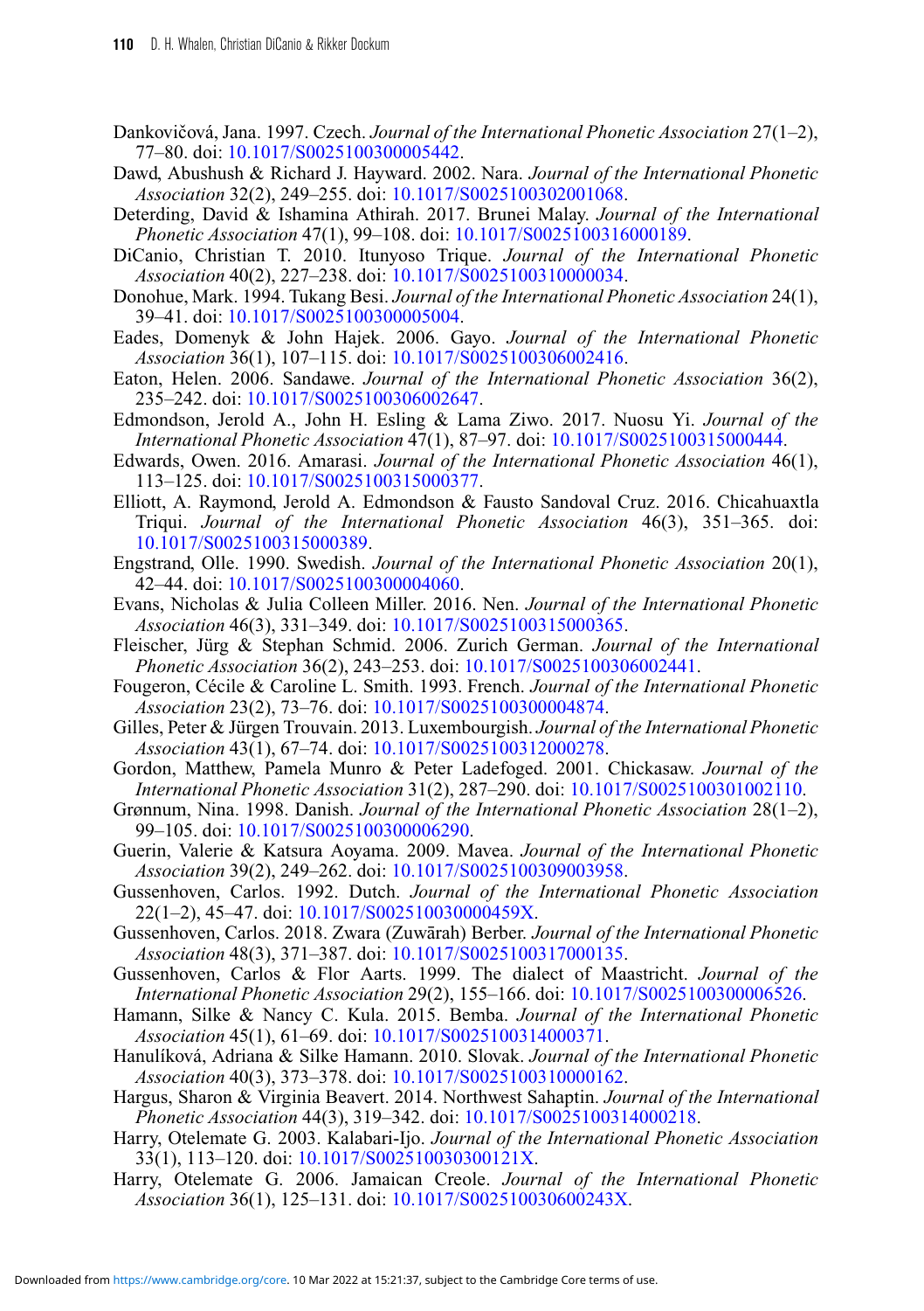Dankovičová, Jana. 1997. Czech. *Journal of the International Phonetic Association* 27(1–2), 77–80. doi: 10.1017/S0025100300005442.

Dawd, Abushush & Richard J. Hayward. 2002. Nara. *Journal of the International Phonetic Association* 32(2), 249–255. doi: 10.1017/S0025100302001068.

Deterding, David & Ishamina Athirah. 2017. Brunei Malay. *Journal of the International Phonetic Association* 47(1), 99–108. doi: 10.1017/S0025100316000189.

DiCanio, Christian T. 2010. Itunyoso Trique. *Journal of the International Phonetic Association* 40(2), 227–238. doi: 10.1017/S0025100310000034.

Donohue, Mark. 1994. Tukang Besi. *Journal of the International Phonetic Association* 24(1), 39–41. doi: 10.1017/S0025100300005004.

Eades, Domenyk & John Hajek. 2006. Gayo. *Journal of the International Phonetic Association* 36(1), 107–115. doi: 10.1017/S0025100306002416.

Eaton, Helen. 2006. Sandawe. *Journal of the International Phonetic Association* 36(2), 235–242. doi: 10.1017/S0025100306002647.

Edmondson, Jerold A., John H. Esling & Lama Ziwo. 2017. Nuosu Yi. *Journal of the International Phonetic Association* 47(1), 87–97. doi: 10.1017/S0025100315000444.

Edwards, Owen. 2016. Amarasi. *Journal of the International Phonetic Association* 46(1), 113–125. doi: 10.1017/S0025100315000377.

Elliott, A. Raymond, Jerold A. Edmondson & Fausto Sandoval Cruz. 2016. Chicahuaxtla Triqui. *Journal of the International Phonetic Association* 46(3), 351–365. doi: 10.1017/S0025100315000389.

Engstrand, Olle. 1990. Swedish. *Journal of the International Phonetic Association* 20(1), 42–44. doi: 10.1017/S0025100300004060.

Evans, Nicholas & Julia Colleen Miller. 2016. Nen. *Journal of the International Phonetic Association* 46(3), 331–349. doi: 10.1017/S0025100315000365.

Fleischer, Jürg & Stephan Schmid. 2006. Zurich German. *Journal of the International Phonetic Association* 36(2), 243–253. doi: 10.1017/S0025100306002441.

Fougeron, Cécile & Caroline L. Smith. 1993. French. *Journal of the International Phonetic Association* 23(2), 73–76. doi: 10.1017/S0025100300004874.

Gilles, Peter & Jürgen Trouvain. 2013. Luxembourgish. *Journal of the International Phonetic Association* 43(1), 67–74. doi: 10.1017/S0025100312000278.

Gordon, Matthew, Pamela Munro & Peter Ladefoged. 2001. Chickasaw. *Journal of the International Phonetic Association* 31(2), 287–290. doi: 10.1017/S0025100301002110.

Grønnum, Nina. 1998. Danish. *Journal of the International Phonetic Association* 28(1–2), 99–105. doi: 10.1017/S0025100300006290.

Guerin, Valerie & Katsura Aoyama. 2009. Mavea. *Journal of the International Phonetic Association* 39(2), 249–262. doi: 10.1017/S0025100309003958.

Gussenhoven, Carlos. 1992. Dutch. *Journal of the International Phonetic Association* 22(1–2), 45–47. doi: 10.1017/S002510030000459X.

Gussenhoven, Carlos. 2018. Zwara (Zuwārah) Berber. *Journal of the International Phonetic Association* 48(3), 371–387. doi: 10.1017/S0025100317000135.

Gussenhoven, Carlos & Flor Aarts. 1999. The dialect of Maastricht. *Journal of the International Phonetic Association* 29(2), 155–166. doi: 10.1017/S0025100300006526.

Hamann, Silke & Nancy C. Kula. 2015. Bemba. *Journal of the International Phonetic Association* 45(1), 61–69. doi: 10.1017/S0025100314000371.

Hanulíková, Adriana & Silke Hamann. 2010. Slovak. *Journal of the International Phonetic Association* 40(3), 373–378. doi: 10.1017/S0025100310000162.

Hargus, Sharon & Virginia Beavert. 2014. Northwest Sahaptin. *Journal of the International Phonetic Association* 44(3), 319–342. doi: 10.1017/S0025100314000218.

Harry, Otelemate G. 2003. Kalabari-Ijo. *Journal of the International Phonetic Association* 33(1), 113–120. doi: 10.1017/S002510030300121X.

Harry, Otelemate G. 2006. Jamaican Creole. *Journal of the International Phonetic Association* 36(1), 125–131. doi: 10.1017/S002510030600243X.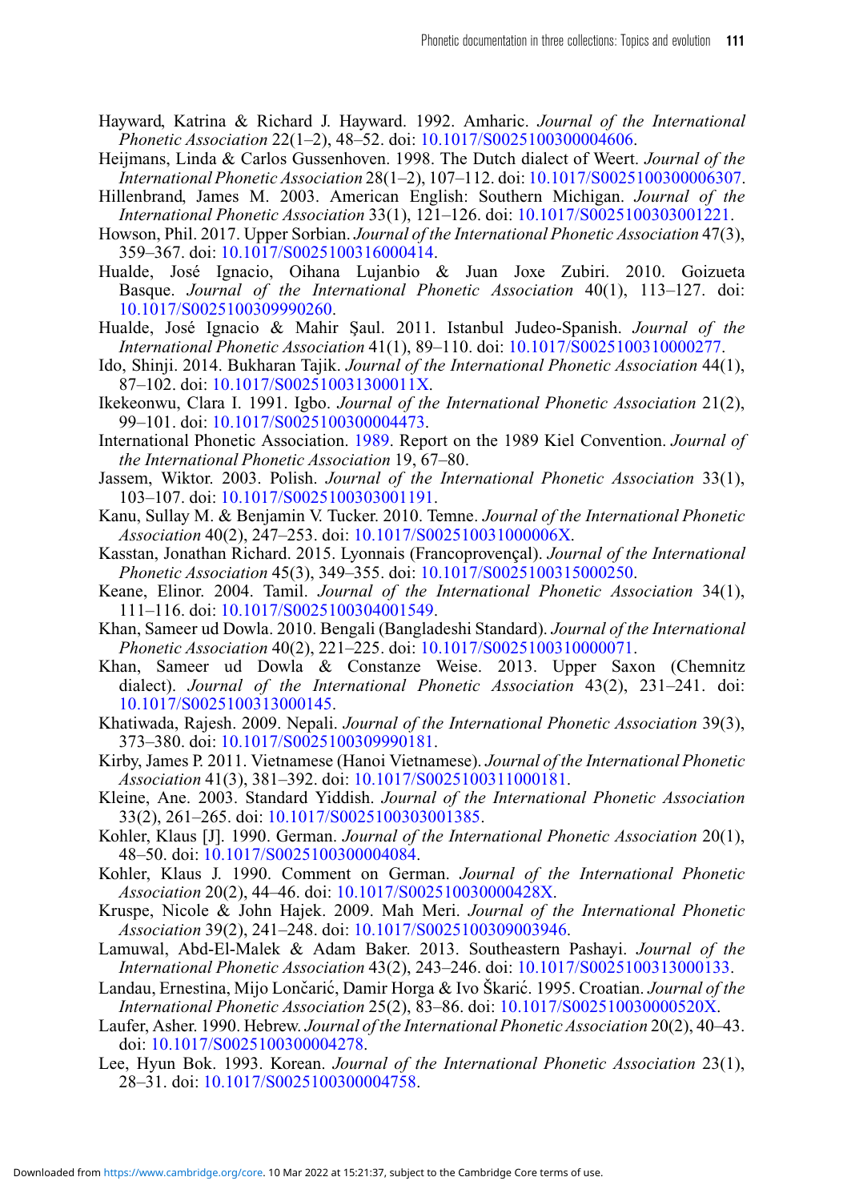Hayward, Katrina & Richard J. Hayward. 1992. Amharic. *Journal of the International Phonetic Association* 22(1–2), 48–52. doi: 10.1017/S0025100300004606.

Heijmans, Linda & Carlos Gussenhoven. 1998. The Dutch dialect of Weert. *Journal of the International Phonetic Association* 28(1–2), 107–112. doi: 10.1017/S0025100300006307.

Hillenbrand, James M. 2003. American English: Southern Michigan. *Journal of the International Phonetic Association* 33(1), 121–126. doi: 10.1017/S0025100303001221.

Howson, Phil. 2017. Upper Sorbian. *Journal of the International Phonetic Association* 47(3), 359–367. doi: 10.1017/S0025100316000414.

Hualde, José Ignacio, Oihana Lujanbio & Juan Joxe Zubiri. 2010. Goizueta Basque. *Journal of the International Phonetic Association* 40(1), 113–127. doi: 10.1017/S0025100309990260.

Hualde, José Ignacio & Mahir Şaul. 2011. Istanbul Judeo-Spanish. *Journal of the International Phonetic Association* 41(1), 89–110. doi: 10.1017/S0025100310000277.

Ido, Shinji. 2014. Bukharan Tajik. *Journal of the International Phonetic Association* 44(1), 87–102. doi: 10.1017/S002510031300011X.

Ikekeonwu, Clara I. 1991. Igbo. *Journal of the International Phonetic Association* 21(2), 99–101. doi: 10.1017/S0025100300004473.

International Phonetic Association. 1989. Report on the 1989 Kiel Convention. *Journal of the International Phonetic Association* 19, 67–80.

Jassem, Wiktor. 2003. Polish. *Journal of the International Phonetic Association* 33(1), 103–107. doi: 10.1017/S0025100303001191.

Kanu, Sullay M. & Benjamin V. Tucker. 2010. Temne. *Journal of the International Phonetic Association* 40(2), 247–253. doi: 10.1017/S002510031000006X.

Kasstan, Jonathan Richard. 2015. Lyonnais (Francoprovençal). *Journal of the International Phonetic Association* 45(3), 349–355. doi: 10.1017/S0025100315000250.

Keane, Elinor. 2004. Tamil. *Journal of the International Phonetic Association* 34(1), 111–116. doi: 10.1017/S0025100304001549.

Khan, Sameer ud Dowla. 2010. Bengali (Bangladeshi Standard). *Journal of the International Phonetic Association* 40(2), 221–225. doi: 10.1017/S0025100310000071.

Khan, Sameer ud Dowla & Constanze Weise. 2013. Upper Saxon (Chemnitz dialect). *Journal of the International Phonetic Association* 43(2), 231–241. doi: 10.1017/S0025100313000145.

Khatiwada, Rajesh. 2009. Nepali. *Journal of the International Phonetic Association* 39(3), 373–380. doi: 10.1017/S0025100309990181.

Kirby, James P. 2011. Vietnamese (Hanoi Vietnamese). *Journal of the International Phonetic Association* 41(3), 381–392. doi: 10.1017/S0025100311000181.

Kleine, Ane. 2003. Standard Yiddish. *Journal of the International Phonetic Association* 33(2), 261–265. doi: 10.1017/S0025100303001385.

Kohler, Klaus [J]. 1990. German. *Journal of the International Phonetic Association* 20(1), 48–50. doi: 10.1017/S0025100300004084.

Kohler, Klaus J. 1990. Comment on German. *Journal of the International Phonetic Association* 20(2), 44–46. doi: 10.1017/S002510030000428X.

Kruspe, Nicole & John Hajek. 2009. Mah Meri. *Journal of the International Phonetic Association* 39(2), 241–248. doi: 10.1017/S0025100309003946.

Lamuwal, Abd-El-Malek & Adam Baker. 2013. Southeastern Pashayi. *Journal of the International Phonetic Association* 43(2), 243–246. doi: 10.1017/S0025100313000133.

Landau, Ernestina, Mijo Lončarić, Damir Horga & Ivo Škarić. 1995. Croatian. *Journal of the International Phonetic Association* 25(2), 83–86. doi: 10.1017/S002510030000520X.

Laufer, Asher. 1990. Hebrew. *Journal of the International Phonetic Association* 20(2), 40–43. doi: 10.1017/S0025100300004278.

Lee, Hyun Bok. 1993. Korean. *Journal of the International Phonetic Association* 23(1), 28–31. doi: 10.1017/S0025100300004758.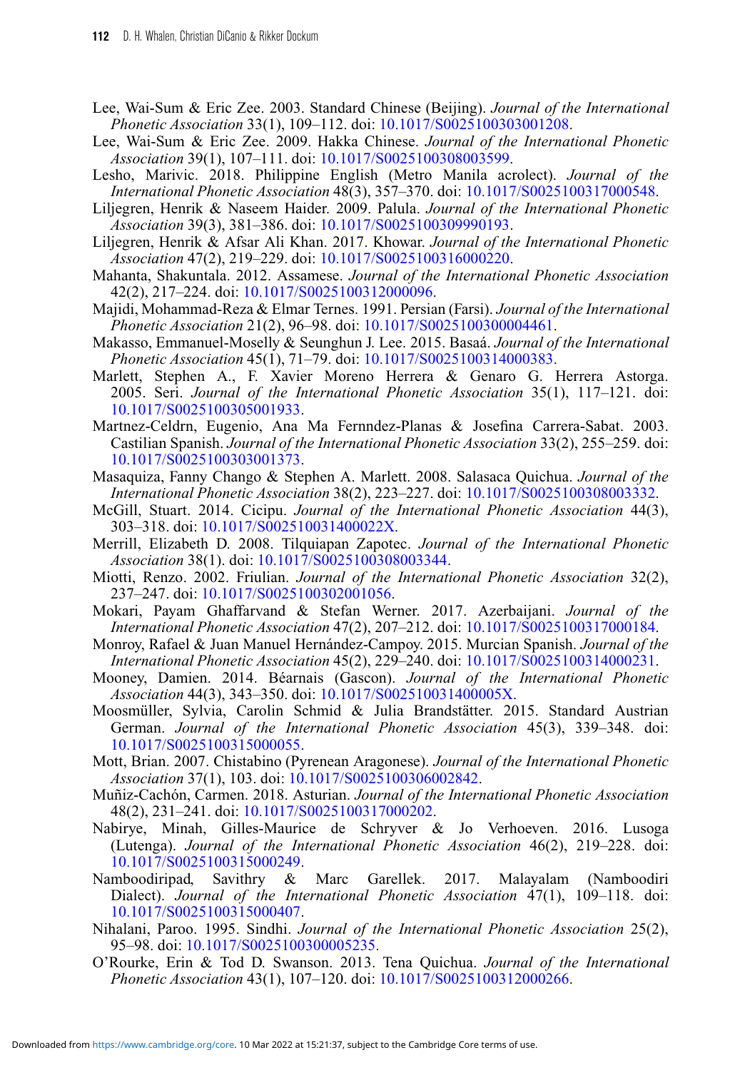Lee, Wai-Sum & Eric Zee. 2003. Standard Chinese (Beijing). *Journal of the International Phonetic Association* 33(1), 109–112. doi: 10.1017/S0025100303001208.

Lee, Wai-Sum & Eric Zee. 2009. Hakka Chinese. *Journal of the International Phonetic Association* 39(1), 107–111. doi: 10.1017/S0025100308003599.

Lesho, Marivic. 2018. Philippine English (Metro Manila acrolect). *Journal of the International Phonetic Association* 48(3), 357–370. doi: 10.1017/S0025100317000548.

Liljegren, Henrik & Naseem Haider. 2009. Palula. *Journal of the International Phonetic Association* 39(3), 381–386. doi: 10.1017/S0025100309990193.

Liljegren, Henrik & Afsar Ali Khan. 2017. Khowar. *Journal of the International Phonetic Association* 47(2), 219–229. doi: 10.1017/S0025100316000220.

Mahanta, Shakuntala. 2012. Assamese. *Journal of the International Phonetic Association* 42(2), 217–224. doi: 10.1017/S0025100312000096.

Majidi, Mohammad-Reza & Elmar Ternes. 1991. Persian (Farsi). *Journal of the International Phonetic Association* 21(2), 96–98. doi: 10.1017/S0025100300004461.

Makasso, Emmanuel-Moselly & Seunghun J. Lee. 2015. Basaá. *Journal of the International Phonetic Association* 45(1), 71–79. doi: 10.1017/S0025100314000383.

Marlett, Stephen A., F. Xavier Moreno Herrera & Genaro G. Herrera Astorga. 2005. Seri. *Journal of the International Phonetic Association* 35(1), 117–121. doi: 10.1017/S0025100305001933.

Martnez-Celdrn, Eugenio, Ana Ma Fernndez-Planas & Josefina Carrera-Sabat. 2003. Castilian Spanish. *Journal of the International Phonetic Association* 33(2), 255–259. doi: 10.1017/S0025100303001373.

Masaquiza, Fanny Chango & Stephen A. Marlett. 2008. Salasaca Quichua. *Journal of the International Phonetic Association* 38(2), 223–227. doi: 10.1017/S0025100308003332.

McGill, Stuart. 2014. Cicipu. *Journal of the International Phonetic Association* 44(3), 303–318. doi: 10.1017/S002510031400022X.

Merrill, Elizabeth D. 2008. Tilquiapan Zapotec. *Journal of the International Phonetic Association* 38(1). doi: 10.1017/S0025100308003344.

Miotti, Renzo. 2002. Friulian. *Journal of the International Phonetic Association* 32(2), 237–247. doi: 10.1017/S0025100302001056.

Mokari, Payam Ghaffarvand & Stefan Werner. 2017. Azerbaijani. *Journal of the International Phonetic Association* 47(2), 207–212. doi: 10.1017/S0025100317000184.

Monroy, Rafael & Juan Manuel Hernández-Campoy. 2015. Murcian Spanish. *Journal of the International Phonetic Association* 45(2), 229–240. doi: 10.1017/S0025100314000231.

Mooney, Damien. 2014. Béarnais (Gascon). *Journal of the International Phonetic Association* 44(3), 343–350. doi: 10.1017/S002510031400005X.

Moosmüller, Sylvia, Carolin Schmid & Julia Brandstätter. 2015. Standard Austrian German. *Journal of the International Phonetic Association* 45(3), 339–348. doi: 10.1017/S0025100315000055.

Mott, Brian. 2007. Chistabino (Pyrenean Aragonese). *Journal of the International Phonetic Association* 37(1), 103. doi: 10.1017/S0025100306002842.

Muñiz-Cachón, Carmen. 2018. Asturian. *Journal of the International Phonetic Association* 48(2), 231–241. doi: 10.1017/S0025100317000202.

Nabirye, Minah, Gilles-Maurice de Schryver & Jo Verhoeven. 2016. Lusoga (Lutenga). *Journal of the International Phonetic Association* 46(2), 219–228. doi: 10.1017/S0025100315000249.

Namboodiripad, Savithry & Marc Garellek. 2017. Malayalam (Namboodiri Dialect). *Journal of the International Phonetic Association* 47(1), 109–118. doi: 10.1017/S0025100315000407.

Nihalani, Paroo. 1995. Sindhi. *Journal of the International Phonetic Association* 25(2), 95–98. doi: 10.1017/S0025100300005235.

O'Rourke, Erin & Tod D. Swanson. 2013. Tena Quichua. *Journal of the International Phonetic Association* 43(1), 107–120. doi: 10.1017/S0025100312000266.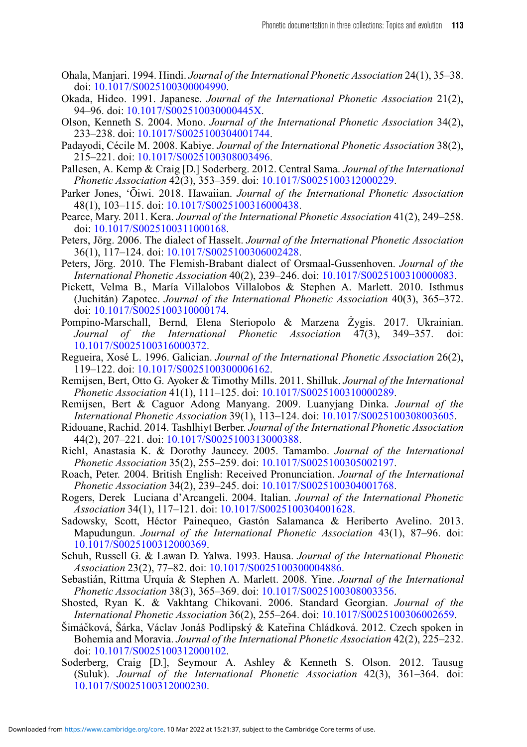Ohala, Manjari. 1994. Hindi. *Journal of the International Phonetic Association* 24(1), 35–38. doi: 10.1017/S0025100300004990.

Okada, Hideo. 1991. Japanese. *Journal of the International Phonetic Association* 21(2), 94–96. doi: 10.1017/S002510030000445X.

Olson, Kenneth S. 2004. Mono. *Journal of the International Phonetic Association* 34(2), 233–238. doi: 10.1017/S0025100304001744.

Padayodi, Cécile M. 2008. Kabiye. *Journal of the International Phonetic Association* 38(2), 215–221. doi: 10.1017/S0025100308003496.

Pallesen, A. Kemp & Craig [D.] Soderberg. 2012. Central Sama. *Journal of the International Phonetic Association* 42(3), 353–359. doi: 10.1017/S0025100312000229.

Parker Jones, ʻŌiwi. 2018. Hawaiian. *Journal of the International Phonetic Association* 48(1), 103–115. doi: 10.1017/S0025100316000438.

Pearce, Mary. 2011. Kera. *Journal of the International Phonetic Association* 41(2), 249–258. doi: 10.1017/S0025100311000168.

Peters, Jörg. 2006. The dialect of Hasselt. *Journal of the International Phonetic Association* 36(1), 117–124. doi: 10.1017/S0025100306002428.

Peters, Jörg. 2010. The Flemish-Brabant dialect of Orsmaal-Gussenhoven. *Journal of the International Phonetic Association* 40(2), 239–246. doi: 10.1017/S0025100310000083.

Pickett, Velma B., María Villalobos Villalobos & Stephen A. Marlett. 2010. Isthmus (Juchitán) Zapotec. *Journal of the International Phonetic Association* 40(3), 365–372. doi: 10.1017/S0025100310000174.

Pompino-Marschall, Bernd, Elena Steriopolo & Marzena Żygis. 2017. Ukrainian. *Journal of the International Phonetic Association* 47(3), 349–357. doi: 10.1017/S0025100316000372.

Regueira, Xosé L. 1996. Galician. *Journal of the International Phonetic Association* 26(2), 119–122. doi: 10.1017/S0025100300006162.

Remijsen, Bert, Otto G. Ayoker & Timothy Mills. 2011. Shilluk. *Journal of the International Phonetic Association* 41(1), 111–125. doi: 10.1017/S0025100310000289.

Remijsen, Bert & Caguor Adong Manyang. 2009. Luanyjang Dinka. *Journal of the International Phonetic Association* 39(1), 113–124. doi: 10.1017/S0025100308003605.

Ridouane, Rachid. 2014. Tashlhiyt Berber. *Journal of the International Phonetic Association* 44(2), 207–221. doi: 10.1017/S0025100313000388.

Riehl, Anastasia K. & Dorothy Jauncey. 2005. Tamambo. *Journal of the International Phonetic Association* 35(2), 255–259. doi: 10.1017/S0025100305002197.

Roach, Peter. 2004. British English: Received Pronunciation. *Journal of the International Phonetic Association* 34(2), 239–245. doi: 10.1017/S0025100304001768.

Rogers, Derek Luciana d'Arcangeli. 2004. Italian. *Journal of the International Phonetic Association* 34(1), 117–121. doi: 10.1017/S0025100304001628.

Sadowsky, Scott, Héctor Painequeo, Gastón Salamanca & Heriberto Avelino. 2013. Mapudungun. *Journal of the International Phonetic Association* 43(1), 87–96. doi: 10.1017/S0025100312000369.

Schuh, Russell G. & Lawan D. Yalwa. 1993. Hausa. *Journal of the International Phonetic Association* 23(2), 77–82. doi: 10.1017/S0025100300004886.

Sebastián, Rittma Urquía & Stephen A. Marlett. 2008. Yine. *Journal of the International Phonetic Association* 38(3), 365–369. doi: 10.1017/S0025100308003356.

Shosted, Ryan K. & Vakhtang Chikovani. 2006. Standard Georgian. *Journal of the International Phonetic Association* 36(2), 255–264. doi: 10.1017/S0025100306002659.

Šimáčková, Šárka, Václav Jonáš Podlipský & Kateřina Chládková. 2012. Czech spoken in Bohemia and Moravia. *Journal of the International Phonetic Association* 42(2), 225–232. doi: 10.1017/S0025100312000102.

Soderberg, Craig [D.], Seymour A. Ashley & Kenneth S. Olson. 2012. Tausug (Suluk). *Journal of the International Phonetic Association* 42(3), 361–364. doi: 10.1017/S0025100312000230.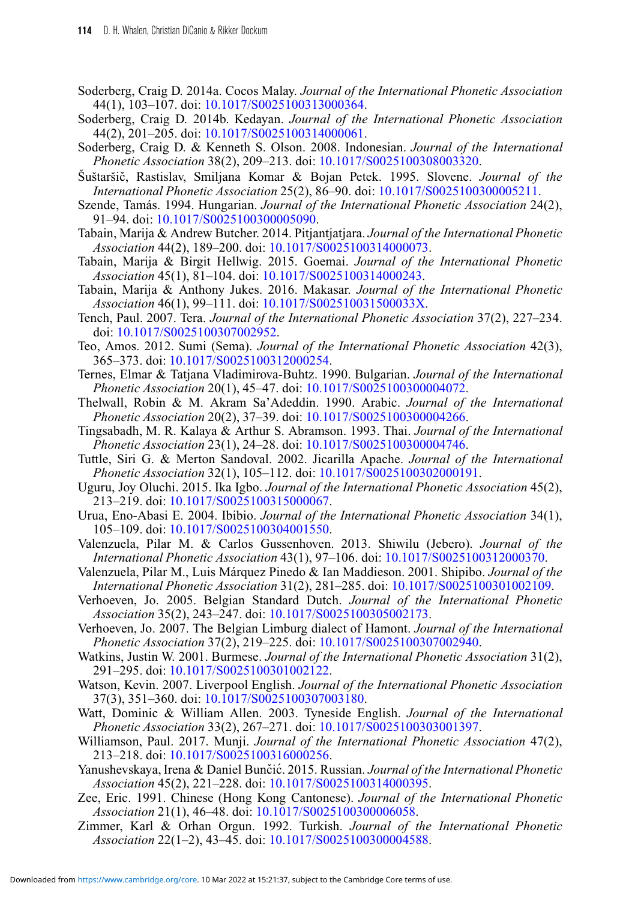Soderberg, Craig D. 2014a. Cocos Malay. *Journal of the International Phonetic Association* 44(1), 103–107. doi: 10.1017/S0025100313000364.

Soderberg, Craig D. 2014b. Kedayan. *Journal of the International Phonetic Association* 44(2), 201–205. doi: 10.1017/S0025100314000061.

Soderberg, Craig D. & Kenneth S. Olson. 2008. Indonesian. *Journal of the International Phonetic Association* 38(2), 209–213. doi: 10.1017/S0025100308003320.

Šuštaršič, Rastislav, Smiljana Komar & Bojan Petek. 1995. Slovene. *Journal of the International Phonetic Association* 25(2), 86–90. doi: 10.1017/S0025100300005211.

Szende, Tamás. 1994. Hungarian. *Journal of the International Phonetic Association* 24(2), 91–94. doi: 10.1017/S0025100300005090.

Tabain, Marija & Andrew Butcher. 2014. Pitjantjatjara. *Journal of the International Phonetic Association* 44(2), 189–200. doi: 10.1017/S0025100314000073.

Tabain, Marija & Birgit Hellwig. 2015. Goemai. *Journal of the International Phonetic Association* 45(1), 81–104. doi: 10.1017/S0025100314000243.

Tabain, Marija & Anthony Jukes. 2016. Makasar. *Journal of the International Phonetic Association* 46(1), 99–111. doi: 10.1017/S002510031500033X.

Tench, Paul. 2007. Tera. *Journal of the International Phonetic Association* 37(2), 227–234. doi: 10.1017/S0025100307002952.

Teo, Amos. 2012. Sumi (Sema). *Journal of the International Phonetic Association* 42(3), 365–373. doi: 10.1017/S0025100312000254.

Ternes, Elmar & Tatjana Vladimirova-Buhtz. 1990. Bulgarian. *Journal of the International Phonetic Association* 20(1), 45–47. doi: 10.1017/S0025100300004072.

Thelwall, Robin & M. Akram Sa'Adeddin. 1990. Arabic. *Journal of the International Phonetic Association* 20(2), 37–39. doi: 10.1017/S0025100300004266.

Tingsabadh, M. R. Kalaya & Arthur S. Abramson. 1993. Thai. *Journal of the International Phonetic Association* 23(1), 24–28. doi: 10.1017/S0025100300004746.

Tuttle, Siri G. & Merton Sandoval. 2002. Jicarilla Apache. *Journal of the International Phonetic Association* 32(1), 105–112. doi: 10.1017/S0025100302000191.

Uguru, Joy Oluchi. 2015. Ika Igbo. *Journal of the International Phonetic Association* 45(2), 213–219. doi: 10.1017/S0025100315000067.

Urua, Eno-Abasi E. 2004. Ibibio. *Journal of the International Phonetic Association* 34(1), 105–109. doi: 10.1017/S0025100304001550.

Valenzuela, Pilar M. & Carlos Gussenhoven. 2013. Shiwilu (Jebero). *Journal of the International Phonetic Association* 43(1), 97–106. doi: 10.1017/S0025100312000370.

Valenzuela, Pilar M., Luis Márquez Pinedo & Ian Maddieson. 2001. Shipibo. *Journal of the International Phonetic Association* 31(2), 281–285. doi: 10.1017/S0025100301002109.

Verhoeven, Jo. 2005. Belgian Standard Dutch. *Journal of the International Phonetic Association* 35(2), 243–247. doi: 10.1017/S0025100305002173.

Verhoeven, Jo. 2007. The Belgian Limburg dialect of Hamont. *Journal of the International Phonetic Association* 37(2), 219–225. doi: 10.1017/S0025100307002940.

Watkins, Justin W. 2001. Burmese. *Journal of the International Phonetic Association* 31(2), 291–295. doi: 10.1017/S0025100301002122.

Watson, Kevin. 2007. Liverpool English. *Journal of the International Phonetic Association* 37(3), 351–360. doi: 10.1017/S0025100307003180.

Watt, Dominic & William Allen. 2003. Tyneside English. *Journal of the International Phonetic Association* 33(2), 267–271. doi: 10.1017/S0025100303001397.

Williamson, Paul. 2017. Munji. *Journal of the International Phonetic Association* 47(2), 213–218. doi: 10.1017/S0025100316000256.

Yanushevskaya, Irena & Daniel Bunčić. 2015. Russian. *Journal of the International Phonetic Association* 45(2), 221–228. doi: 10.1017/S0025100314000395.

Zee, Eric. 1991. Chinese (Hong Kong Cantonese). *Journal of the International Phonetic Association* 21(1), 46–48. doi: 10.1017/S0025100300006058.

Zimmer, Karl & Orhan Orgun. 1992. Turkish. *Journal of the International Phonetic Association* 22(1–2), 43–45. doi: 10.1017/S0025100300004588.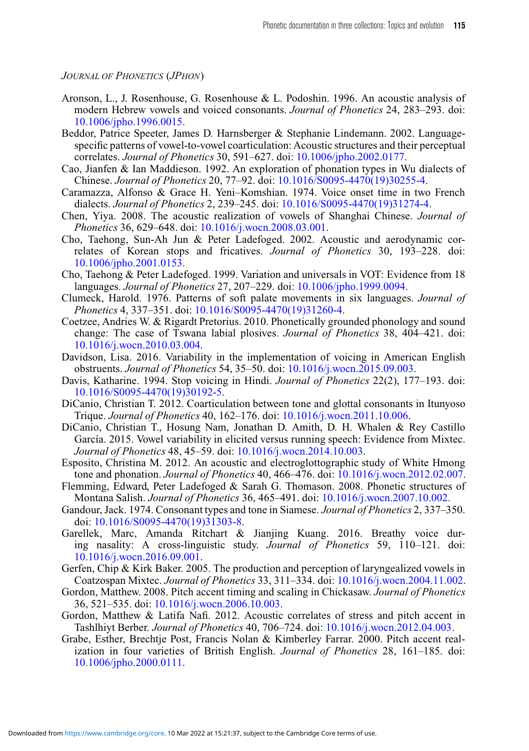*Journal of Phonetics* (*JPhon*)

Aronson, L., J. Rosenhouse, G. Rosenhouse & L. Podoshin. 1996. An acoustic analysis of modern Hebrew vowels and voiced consonants. *Journal of Phonetics* 24, 283–293. doi: 10.1006/jpho.1996.0015.

Beddor, Patrice Speeter, James D. Harnsberger & Stephanie Lindemann. 2002. Language-specific patterns of vowel-to-vowel coarticulation: Acoustic structures and their perceptual correlates. *Journal of Phonetics* 30, 591–627. doi: 10.1006/jpho.2002.0177.

Cao, Jianfen & Ian Maddieson. 1992. An exploration of phonation types in Wu dialects of Chinese. *Journal of Phonetics* 20, 77–92. doi: 10.1016/S0095-4470(19)30255-4.

Caramazza, Alfonso & Grace H. Yeni–Komshian. 1974. Voice onset time in two French dialects. *Journal of Phonetics* 2, 239–245. doi: 10.1016/S0095-4470(19)31274-4.

Chen, Yiya. 2008. The acoustic realization of vowels of Shanghai Chinese. *Journal of Phonetics* 36, 629–648. doi: 10.1016/j.wocn.2008.03.001.

Cho, Taehong, Sun-Ah Jun & Peter Ladefoged. 2002. Acoustic and aerodynamic correlates of Korean stops and fricatives. *Journal of Phonetics* 30, 193–228. doi: 10.1006/jpho.2001.0153.

Cho, Taehong & Peter Ladefoged. 1999. Variation and universals in VOT: Evidence from 18 languages. *Journal of Phonetics* 27, 207–229. doi: 10.1006/jpho.1999.0094.

Clumeck, Harold. 1976. Patterns of soft palate movements in six languages. *Journal of Phonetics* 4, 337–351. doi: 10.1016/S0095-4470(19)31260-4.

Coetzee, Andries W. & Rigardt Pretorius. 2010. Phonetically grounded phonology and sound change: The case of Tswana labial plosives. *Journal of Phonetics* 38, 404–421. doi: 10.1016/j.wocn.2010.03.004.

Davidson, Lisa. 2016. Variability in the implementation of voicing in American English obstruents. *Journal of Phonetics* 54, 35–50. doi: 10.1016/j.wocn.2015.09.003.

Davis, Katharine. 1994. Stop voicing in Hindi. *Journal of Phonetics* 22(2), 177–193. doi: 10.1016/S0095-4470(19)30192-5.

DiCanio, Christian T. 2012. Coarticulation between tone and glottal consonants in Itunyoso Trique. *Journal of Phonetics* 40, 162–176. doi: 10.1016/j.wocn.2011.10.006.

DiCanio, Christian T., Hosung Nam, Jonathan D. Amith, D. H. Whalen & Rey Castillo García. 2015. Vowel variability in elicited versus running speech: Evidence from Mixtec. *Journal of Phonetics* 48, 45–59. doi: 10.1016/j.wocn.2014.10.003.

Esposito, Christina M. 2012. An acoustic and electroglottographic study of White Hmong tone and phonation. *Journal of Phonetics* 40, 466–476. doi: 10.1016/j.wocn.2012.02.007.

Flemming, Edward, Peter Ladefoged & Sarah G. Thomason. 2008. Phonetic structures of Montana Salish. *Journal of Phonetics* 36, 465–491. doi: 10.1016/j.wocn.2007.10.002.

Gandour, Jack. 1974. Consonant types and tone in Siamese. *Journal of Phonetics* 2, 337–350. doi: 10.1016/S0095-4470(19)31303-8.

Garellek, Marc, Amanda Ritchart & Jianjing Kuang. 2016. Breathy voice during nasality: A cross-linguistic study. *Journal of Phonetics* 59, 110–121. doi: 10.1016/j.wocn.2016.09.001.

Gerfen, Chip & Kirk Baker. 2005. The production and perception of laryngealized vowels in Coatzospan Mixtec. *Journal of Phonetics* 33, 311–334. doi: 10.1016/j.wocn.2004.11.002.

Gordon, Matthew. 2008. Pitch accent timing and scaling in Chickasaw. *Journal of Phonetics* 36, 521–535. doi: 10.1016/j.wocn.2006.10.003.

Gordon, Matthew & Latifa Nafi. 2012. Acoustic correlates of stress and pitch accent in Tashlhiyt Berber. *Journal of Phonetics* 40, 706–724. doi: 10.1016/j.wocn.2012.04.003.

Grabe, Esther, Brechtje Post, Francis Nolan & Kimberley Farrar. 2000. Pitch accent realization in four varieties of British English. *Journal of Phonetics* 28, 161–185. doi: 10.1006/jpho.2000.0111.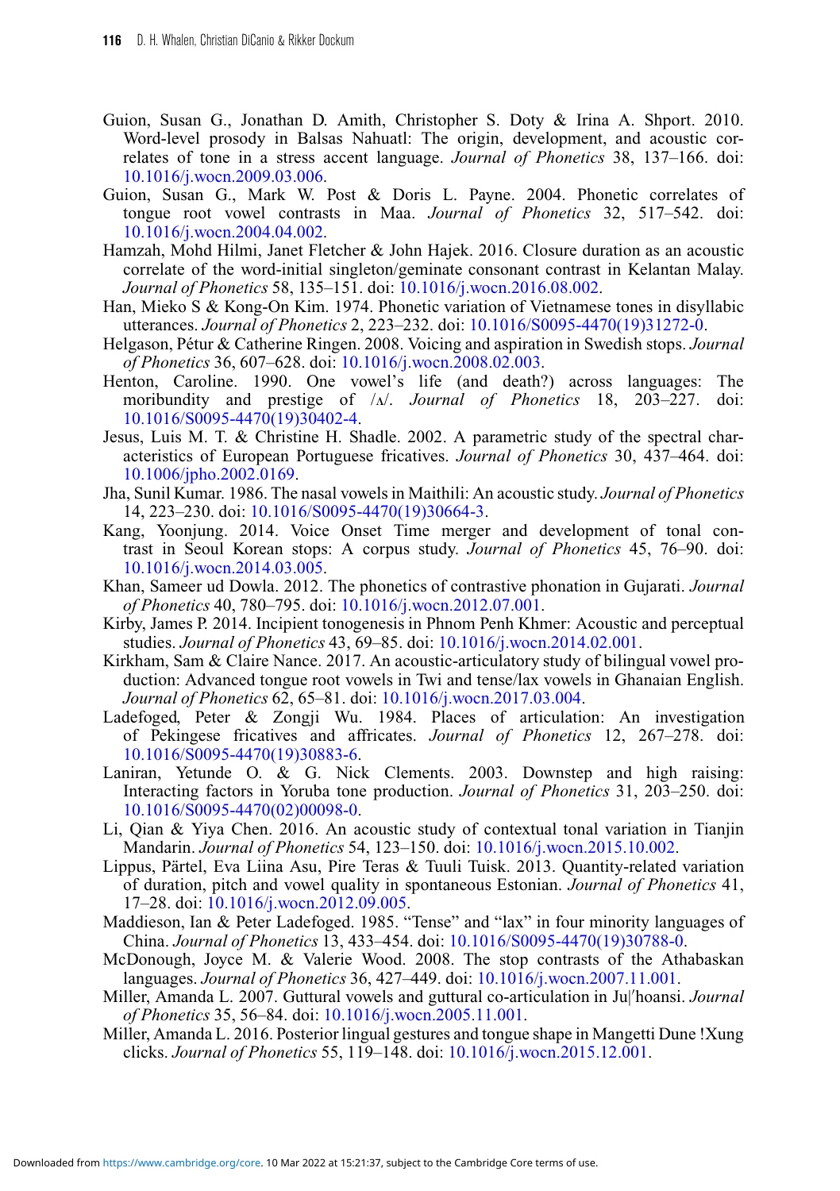Guion, Susan G., Jonathan D. Amith, Christopher S. Doty & Irina A. Shport. 2010. Word-level prosody in Balsas Nahuatl: The origin, development, and acoustic correlates of tone in a stress accent language. *Journal of Phonetics* 38, 137–166. doi: 10.1016/j.wocn.2009.03.006.

Guion, Susan G., Mark W. Post & Doris L. Payne. 2004. Phonetic correlates of tongue root vowel contrasts in Maa. *Journal of Phonetics* 32, 517–542. doi: 10.1016/j.wocn.2004.04.002.

Hamzah, Mohd Hilmi, Janet Fletcher & John Hajek. 2016. Closure duration as an acoustic correlate of the word-initial singleton/geminate consonant contrast in Kelantan Malay. *Journal of Phonetics* 58, 135–151. doi: 10.1016/j.wocn.2016.08.002.

Han, Mieko S & Kong-On Kim. 1974. Phonetic variation of Vietnamese tones in disyllabic utterances. *Journal of Phonetics* 2, 223–232. doi: 10.1016/S0095-4470(19)31272-0.

Helgason, Pétur & Catherine Ringen. 2008. Voicing and aspiration in Swedish stops. *Journal of Phonetics* 36, 607–628. doi: 10.1016/j.wocn.2008.02.003.

Henton, Caroline. 1990. One vowel's life (and death?) across languages: The moribundity and prestige of /ʌ/. *Journal of Phonetics* 18, 203–227. doi: 10.1016/S0095-4470(19)30402-4.

Jesus, Luis M. T. & Christine H. Shadle. 2002. A parametric study of the spectral characteristics of European Portuguese fricatives. *Journal of Phonetics* 30, 437–464. doi: 10.1006/jpho.2002.0169.

Jha, Sunil Kumar. 1986. The nasal vowels in Maithili: An acoustic study. *Journal of Phonetics* 14, 223–230. doi: 10.1016/S0095-4470(19)30664-3.

Kang, Yoonjung. 2014. Voice Onset Time merger and development of tonal contrast in Seoul Korean stops: A corpus study. *Journal of Phonetics* 45, 76–90. doi: 10.1016/j.wocn.2014.03.005.

Khan, Sameer ud Dowla. 2012. The phonetics of contrastive phonation in Gujarati. *Journal of Phonetics* 40, 780–795. doi: 10.1016/j.wocn.2012.07.001.

Kirby, James P. 2014. Incipient tonogenesis in Phnom Penh Khmer: Acoustic and perceptual studies. *Journal of Phonetics* 43, 69–85. doi: 10.1016/j.wocn.2014.02.001.

Kirkham, Sam & Claire Nance. 2017. An acoustic-articulatory study of bilingual vowel production: Advanced tongue root vowels in Twi and tense/lax vowels in Ghanaian English. *Journal of Phonetics* 62, 65–81. doi: 10.1016/j.wocn.2017.03.004.

Ladefoged, Peter & Zongji Wu. 1984. Places of articulation: An investigation of Pekingese fricatives and affricates. *Journal of Phonetics* 12, 267–278. doi: 10.1016/S0095-4470(19)30883-6.

Laniran, Yetunde O. & G. Nick Clements. 2003. Downstep and high raising: Interacting factors in Yoruba tone production. *Journal of Phonetics* 31, 203–250. doi: 10.1016/S0095-4470(02)00098-0.

Li, Qian & Yiya Chen. 2016. An acoustic study of contextual tonal variation in Tianjin Mandarin. *Journal of Phonetics* 54, 123–150. doi: 10.1016/j.wocn.2015.10.002.

Lippus, Pärtel, Eva Liina Asu, Pire Teras & Tuuli Tuisk. 2013. Quantity-related variation of duration, pitch and vowel quality in spontaneous Estonian. *Journal of Phonetics* 41, 17–28. doi: 10.1016/j.wocn.2012.09.005.

Maddieson, Ian & Peter Ladefoged. 1985. "Tense" and "lax" in four minority languages of China. *Journal of Phonetics* 13, 433–454. doi: 10.1016/S0095-4470(19)30788-0.

McDonough, Joyce M. & Valerie Wood. 2008. The stop contrasts of the Athabaskan languages. *Journal of Phonetics* 36, 427–449. doi: 10.1016/j.wocn.2007.11.001.

Miller, Amanda L. 2007. Guttural vowels and guttural co-articulation in Ju|'hoansi. *Journal of Phonetics* 35, 56–84. doi: 10.1016/j.wocn.2005.11.001.

Miller, Amanda L. 2016. Posterior lingual gestures and tongue shape in Mangetti Dune !Xung clicks. *Journal of Phonetics* 55, 119–148. doi: 10.1016/j.wocn.2015.12.001.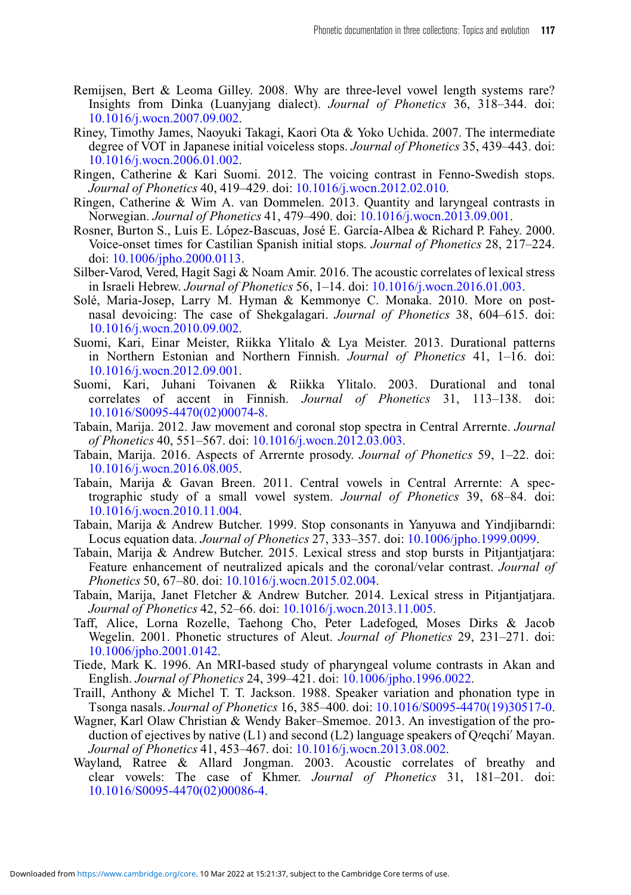Remijsen, Bert & Leoma Gilley. 2008. Why are three-level vowel length systems rare? Insights from Dinka (Luanyjang dialect). *Journal of Phonetics* 36, 318–344. doi: 10.1016/j.wocn.2007.09.002.

Riney, Timothy James, Naoyuki Takagi, Kaori Ota & Yoko Uchida. 2007. The intermediate degree of VOT in Japanese initial voiceless stops. *Journal of Phonetics* 35, 439–443. doi: 10.1016/j.wocn.2006.01.002.

Ringen, Catherine & Kari Suomi. 2012. The voicing contrast in Fenno-Swedish stops. *Journal of Phonetics* 40, 419–429. doi: 10.1016/j.wocn.2012.02.010.

Ringen, Catherine & Wim A. van Dommelen. 2013. Quantity and laryngeal contrasts in Norwegian. *Journal of Phonetics* 41, 479–490. doi: 10.1016/j.wocn.2013.09.001.

Rosner, Burton S., Luis E. López-Bascuas, José E. García-Albea & Richard P. Fahey. 2000. Voice-onset times for Castilian Spanish initial stops. *Journal of Phonetics* 28, 217–224. doi: 10.1006/jpho.2000.0113.

Silber-Varod, Vered, Hagit Sagi & Noam Amir. 2016. The acoustic correlates of lexical stress in Israeli Hebrew. *Journal of Phonetics* 56, 1–14. doi: 10.1016/j.wocn.2016.01.003.

Solé, Maria-Josep, Larry M. Hyman & Kemmonye C. Monaka. 2010. More on post-nasal devoicing: The case of Shekgalagari. *Journal of Phonetics* 38, 604–615. doi: 10.1016/j.wocn.2010.09.002.

Suomi, Kari, Einar Meister, Riikka Ylitalo & Lya Meister. 2013. Durational patterns in Northern Estonian and Northern Finnish. *Journal of Phonetics* 41, 1–16. doi: 10.1016/j.wocn.2012.09.001.

Suomi, Kari, Juhani Toivanen & Riikka Ylitalo. 2003. Durational and tonal correlates of accent in Finnish. *Journal of Phonetics* 31, 113–138. doi: 10.1016/S0095-4470(02)00074-8.

Tabain, Marija. 2012. Jaw movement and coronal stop spectra in Central Arrernte. *Journal of Phonetics* 40, 551–567. doi: 10.1016/j.wocn.2012.03.003.

Tabain, Marija. 2016. Aspects of Arrernte prosody. *Journal of Phonetics* 59, 1–22. doi: 10.1016/j.wocn.2016.08.005.

Tabain, Marija & Gavan Breen. 2011. Central vowels in Central Arrernte: A spectrographic study of a small vowel system. *Journal of Phonetics* 39, 68–84. doi: 10.1016/j.wocn.2010.11.004.

Tabain, Marija & Andrew Butcher. 1999. Stop consonants in Yanyuwa and Yindjibarndi: Locus equation data. *Journal of Phonetics* 27, 333–357. doi: 10.1006/jpho.1999.0099.

Tabain, Marija & Andrew Butcher. 2015. Lexical stress and stop bursts in Pitjantjatjara: Feature enhancement of neutralized apicals and the coronal/velar contrast. *Journal of Phonetics* 50, 67–80. doi: 10.1016/j.wocn.2015.02.004.

Tabain, Marija, Janet Fletcher & Andrew Butcher. 2014. Lexical stress in Pitjantjatjara. *Journal of Phonetics* 42, 52–66. doi: 10.1016/j.wocn.2013.11.005.

Taff, Alice, Lorna Rozelle, Taehong Cho, Peter Ladefoged, Moses Dirks & Jacob Wegelin. 2001. Phonetic structures of Aleut. *Journal of Phonetics* 29, 231–271. doi: 10.1006/jpho.2001.0142.

Tiede, Mark K. 1996. An MRI-based study of pharyngeal volume contrasts in Akan and English. *Journal of Phonetics* 24, 399–421. doi: 10.1006/jpho.1996.0022.

Traill, Anthony & Michel T. T. Jackson. 1988. Speaker variation and phonation type in Tsonga nasals. *Journal of Phonetics* 16, 385–400. doi: 10.1016/S0095-4470(19)30517-0.

Wagner, Karl Olaw Christian & Wendy Baker–Smemoe. 2013. An investigation of the production of ejectives by native (L1) and second (L2) language speakers of Q′eqchi′ Mayan. *Journal of Phonetics* 41, 453–467. doi: 10.1016/j.wocn.2013.08.002.

Wayland, Ratree & Allard Jongman. 2003. Acoustic correlates of breathy and clear vowels: The case of Khmer. *Journal of Phonetics* 31, 181–201. doi: 10.1016/S0095-4470(02)00086-4.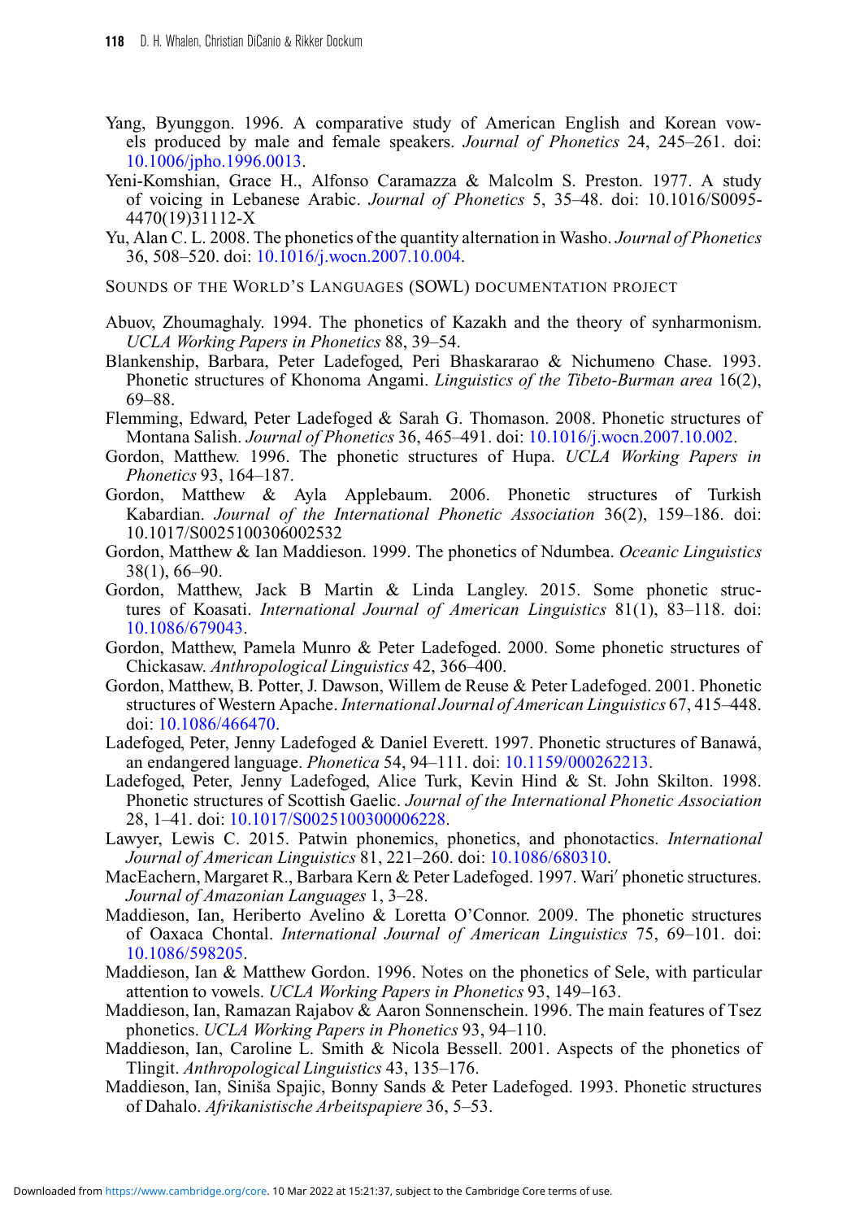Yang, Byunggon. 1996. A comparative study of American English and Korean vowels produced by male and female speakers. *Journal of Phonetics* 24, 245–261. doi: 10.1006/jpho.1996.0013.

Yeni-Komshian, Grace H., Alfonso Caramazza & Malcolm S. Preston. 1977. A study of voicing in Lebanese Arabic. *Journal of Phonetics* 5, 35–48. doi: 10.1016/S0095-4470(19)31112-X

Yu, Alan C. L. 2008. The phonetics of the quantity alternation in Washo. *Journal of Phonetics* 36, 508–520. doi: 10.1016/j.wocn.2007.10.004.

SOUNDS OF THE WORLD'S LANGUAGES (SOWL) DOCUMENTATION PROJECT

Abuov, Zhoumaghaly. 1994. The phonetics of Kazakh and the theory of synharmonism. *UCLA Working Papers in Phonetics* 88, 39–54.

Blankenship, Barbara, Peter Ladefoged, Peri Bhaskararao & Nichumeno Chase. 1993. Phonetic structures of Khonoma Angami. *Linguistics of the Tibeto-Burman area* 16(2), 69–88.

Flemming, Edward, Peter Ladefoged & Sarah G. Thomason. 2008. Phonetic structures of Montana Salish. *Journal of Phonetics* 36, 465–491. doi: 10.1016/j.wocn.2007.10.002.

Gordon, Matthew. 1996. The phonetic structures of Hupa. *UCLA Working Papers in Phonetics* 93, 164–187.

Gordon, Matthew & Ayla Applebaum. 2006. Phonetic structures of Turkish Kabardian. *Journal of the International Phonetic Association* 36(2), 159–186. doi: 10.1017/S0025100306002532

Gordon, Matthew & Ian Maddieson. 1999. The phonetics of Ndumbea. *Oceanic Linguistics* 38(1), 66–90.

Gordon, Matthew, Jack B Martin & Linda Langley. 2015. Some phonetic structures of Koasati. *International Journal of American Linguistics* 81(1), 83–118. doi: 10.1086/679043.

Gordon, Matthew, Pamela Munro & Peter Ladefoged. 2000. Some phonetic structures of Chickasaw. *Anthropological Linguistics* 42, 366–400.

Gordon, Matthew, B. Potter, J. Dawson, Willem de Reuse & Peter Ladefoged. 2001. Phonetic structures of Western Apache. *International Journal of American Linguistics* 67, 415–448. doi: 10.1086/466470.

Ladefoged, Peter, Jenny Ladefoged & Daniel Everett. 1997. Phonetic structures of Banawá, an endangered language. *Phonetica* 54, 94–111. doi: 10.1159/000262213.

Ladefoged, Peter, Jenny Ladefoged, Alice Turk, Kevin Hind & St. John Skilton. 1998. Phonetic structures of Scottish Gaelic. *Journal of the International Phonetic Association* 28, 1–41. doi: 10.1017/S0025100300006228.

Lawyer, Lewis C. 2015. Patwin phonemics, phonetics, and phonotactics. *International Journal of American Linguistics* 81, 221–260. doi: 10.1086/680310.

MacEachern, Margaret R., Barbara Kern & Peter Ladefoged. 1997. Wari′ phonetic structures. *Journal of Amazonian Languages* 1, 3–28.

Maddieson, Ian, Heriberto Avelino & Loretta O'Connor. 2009. The phonetic structures of Oaxaca Chontal. *International Journal of American Linguistics* 75, 69–101. doi: 10.1086/598205.

Maddieson, Ian & Matthew Gordon. 1996. Notes on the phonetics of Sele, with particular attention to vowels. *UCLA Working Papers in Phonetics* 93, 149–163.

Maddieson, Ian, Ramazan Rajabov & Aaron Sonnenschein. 1996. The main features of Tsez phonetics. *UCLA Working Papers in Phonetics* 93, 94–110.

Maddieson, Ian, Caroline L. Smith & Nicola Bessell. 2001. Aspects of the phonetics of Tlingit. *Anthropological Linguistics* 43, 135–176.

Maddieson, Ian, Siniša Spajic, Bonny Sands & Peter Ladefoged. 1993. Phonetic structures of Dahalo. *Afrikanistische Arbeitspapiere* 36, 5–53.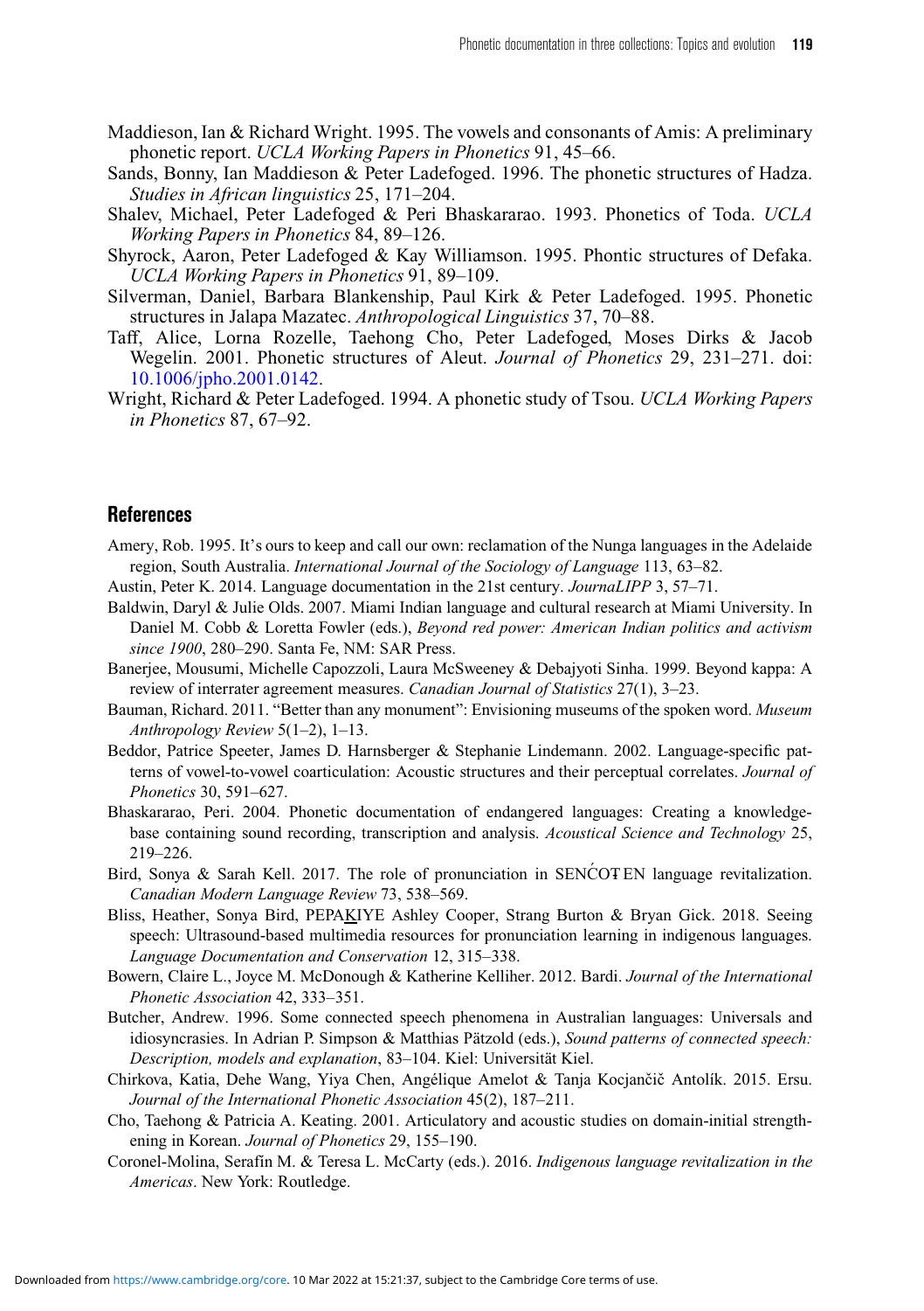Maddieson, Ian & Richard Wright. 1995. The vowels and consonants of Amis: A preliminary phonetic report. *UCLA Working Papers in Phonetics* 91, 45–66.

Sands, Bonny, Ian Maddieson & Peter Ladefoged. 1996. The phonetic structures of Hadza. *Studies in African linguistics* 25, 171–204.

Shalev, Michael, Peter Ladefoged & Peri Bhaskararao. 1993. Phonetics of Toda. *UCLA Working Papers in Phonetics* 84, 89–126.

Shyrock, Aaron, Peter Ladefoged & Kay Williamson. 1995. Phontic structures of Defaka. *UCLA Working Papers in Phonetics* 91, 89–109.

Silverman, Daniel, Barbara Blankenship, Paul Kirk & Peter Ladefoged. 1995. Phonetic structures in Jalapa Mazatec. *Anthropological Linguistics* 37, 70–88.

Taff, Alice, Lorna Rozelle, Taehong Cho, Peter Ladefoged, Moses Dirks & Jacob Wegelin. 2001. Phonetic structures of Aleut. *Journal of Phonetics* 29, 231–271. doi: 10.1006/jpho.2001.0142.

Wright, Richard & Peter Ladefoged. 1994. A phonetic study of Tsou. *UCLA Working Papers in Phonetics* 87, 67–92.

## References

Amery, Rob. 1995. It's ours to keep and call our own: reclamation of the Nunga languages in the Adelaide region, South Australia. *International Journal of the Sociology of Language* 113, 63–82.

Austin, Peter K. 2014. Language documentation in the 21st century. *JournaLIPP* 3, 57–71.

Baldwin, Daryl & Julie Olds. 2007. Miami Indian language and cultural research at Miami University. In Daniel M. Cobb & Loretta Fowler (eds.), *Beyond red power: American Indian politics and activism since 1900*, 280–290. Santa Fe, NM: SAR Press.

Banerjee, Mousumi, Michelle Capozzoli, Laura McSweeney & Debajyoti Sinha. 1999. Beyond kappa: A review of interrater agreement measures. *Canadian Journal of Statistics* 27(1), 3–23.

Bauman, Richard. 2011. "Better than any monument": Envisioning museums of the spoken word. *Museum Anthropology Review* 5(1–2), 1–13.

Beddor, Patrice Speeter, James D. Harnsberger & Stephanie Lindemann. 2002. Language-specific patterns of vowel-to-vowel coarticulation: Acoustic structures and their perceptual correlates. *Journal of Phonetics* 30, 591–627.

Bhaskararao, Peri. 2004. Phonetic documentation of endangered languages: Creating a knowledge-base containing sound recording, transcription and analysis. *Acoustical Science and Technology* 25, 219–226.

Bird, Sonya & Sarah Kell. 2017. The role of pronunciation in SENĆOŦEN language revitalization. *Canadian Modern Language Review* 73, 538–569.

Bliss, Heather, Sonya Bird, PEPAḴIYE Ashley Cooper, Strang Burton & Bryan Gick. 2018. Seeing speech: Ultrasound-based multimedia resources for pronunciation learning in indigenous languages. *Language Documentation and Conservation* 12, 315–338.

Bowern, Claire L., Joyce M. McDonough & Katherine Kelliher. 2012. Bardi. *Journal of the International Phonetic Association* 42, 333–351.

Butcher, Andrew. 1996. Some connected speech phenomena in Australian languages: Universals and idiosyncrasies. In Adrian P. Simpson & Matthias Pätzold (eds.), *Sound patterns of connected speech: Description, models and explanation*, 83–104. Kiel: Universität Kiel.

Chirkova, Katia, Dehe Wang, Yiya Chen, Angélique Amelot & Tanja Kocjančič Antolík. 2015. Ersu. *Journal of the International Phonetic Association* 45(2), 187–211.

Cho, Taehong & Patricia A. Keating. 2001. Articulatory and acoustic studies on domain-initial strengthening in Korean. *Journal of Phonetics* 29, 155–190.

Coronel-Molina, Serafín M. & Teresa L. McCarty (eds.). 2016. *Indigenous language revitalization in the Americas*. New York: Routledge.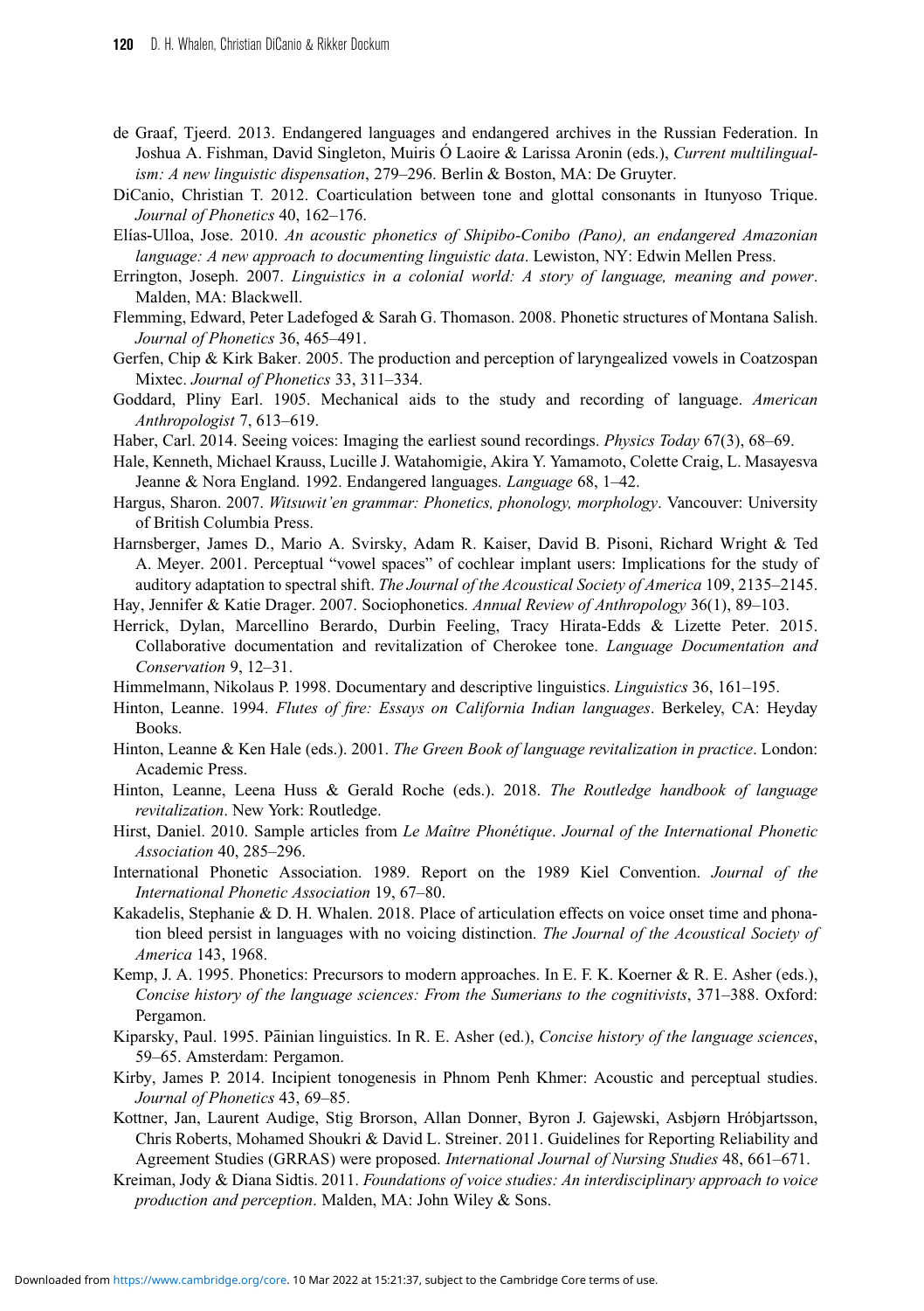de Graaf, Tjeerd. 2013. Endangered languages and endangered archives in the Russian Federation. In Joshua A. Fishman, David Singleton, Muiris Ó Laoire & Larissa Aronin (eds.), *Current multilingualism: A new linguistic dispensation*, 279–296. Berlin & Boston, MA: De Gruyter.

DiCanio, Christian T. 2012. Coarticulation between tone and glottal consonants in Itunyoso Trique. *Journal of Phonetics* 40, 162–176.

Elías-Ulloa, Jose. 2010. *An acoustic phonetics of Shipibo-Conibo (Pano), an endangered Amazonian language: A new approach to documenting linguistic data*. Lewiston, NY: Edwin Mellen Press.

Errington, Joseph. 2007. *Linguistics in a colonial world: A story of language, meaning and power*. Malden, MA: Blackwell.

Flemming, Edward, Peter Ladefoged & Sarah G. Thomason. 2008. Phonetic structures of Montana Salish. *Journal of Phonetics* 36, 465–491.

Gerfen, Chip & Kirk Baker. 2005. The production and perception of laryngealized vowels in Coatzospan Mixtec. *Journal of Phonetics* 33, 311–334.

Goddard, Pliny Earl. 1905. Mechanical aids to the study and recording of language. *American Anthropologist* 7, 613–619.

Haber, Carl. 2014. Seeing voices: Imaging the earliest sound recordings. *Physics Today* 67(3), 68–69.

Hale, Kenneth, Michael Krauss, Lucille J. Watahomigie, Akira Y. Yamamoto, Colette Craig, L. Masayesva Jeanne & Nora England. 1992. Endangered languages. *Language* 68, 1–42.

Hargus, Sharon. 2007. *Witsuwit'en grammar: Phonetics, phonology, morphology*. Vancouver: University of British Columbia Press.

Harnsberger, James D., Mario A. Svirsky, Adam R. Kaiser, David B. Pisoni, Richard Wright & Ted A. Meyer. 2001. Perceptual "vowel spaces" of cochlear implant users: Implications for the study of auditory adaptation to spectral shift. *The Journal of the Acoustical Society of America* 109, 2135–2145.

Hay, Jennifer & Katie Drager. 2007. Sociophonetics. *Annual Review of Anthropology* 36(1), 89–103.

Herrick, Dylan, Marcellino Berardo, Durbin Feeling, Tracy Hirata-Edds & Lizette Peter. 2015. Collaborative documentation and revitalization of Cherokee tone. *Language Documentation and Conservation* 9, 12–31.

Himmelmann, Nikolaus P. 1998. Documentary and descriptive linguistics. *Linguistics* 36, 161–195.

Hinton, Leanne. 1994. *Flutes of fire: Essays on California Indian languages*. Berkeley, CA: Heyday Books.

Hinton, Leanne & Ken Hale (eds.). 2001. *The Green Book of language revitalization in practice*. London: Academic Press.

Hinton, Leanne, Leena Huss & Gerald Roche (eds.). 2018. *The Routledge handbook of language revitalization*. New York: Routledge.

Hirst, Daniel. 2010. Sample articles from *Le Maître Phonétique*. *Journal of the International Phonetic Association* 40, 285–296.

International Phonetic Association. 1989. Report on the 1989 Kiel Convention. *Journal of the International Phonetic Association* 19, 67–80.

Kakadelis, Stephanie & D. H. Whalen. 2018. Place of articulation effects on voice onset time and phonation bleed persist in languages with no voicing distinction. *The Journal of the Acoustical Society of America* 143, 1968.

Kemp, J. A. 1995. Phonetics: Precursors to modern approaches. In E. F. K. Koerner & R. E. Asher (eds.), *Concise history of the language sciences: From the Sumerians to the cognitivists*, 371–388. Oxford: Pergamon.

Kiparsky, Paul. 1995. Pāinian linguistics. In R. E. Asher (ed.), *Concise history of the language sciences*, 59–65. Amsterdam: Pergamon.

Kirby, James P. 2014. Incipient tonogenesis in Phnom Penh Khmer: Acoustic and perceptual studies. *Journal of Phonetics* 43, 69–85.

Kottner, Jan, Laurent Audige, Stig Brorson, Allan Donner, Byron J. Gajewski, Asbjørn Hróbjartsson, Chris Roberts, Mohamed Shoukri & David L. Streiner. 2011. Guidelines for Reporting Reliability and Agreement Studies (GRRAS) were proposed. *International Journal of Nursing Studies* 48, 661–671.

Kreiman, Jody & Diana Sidtis. 2011. *Foundations of voice studies: An interdisciplinary approach to voice production and perception*. Malden, MA: John Wiley & Sons.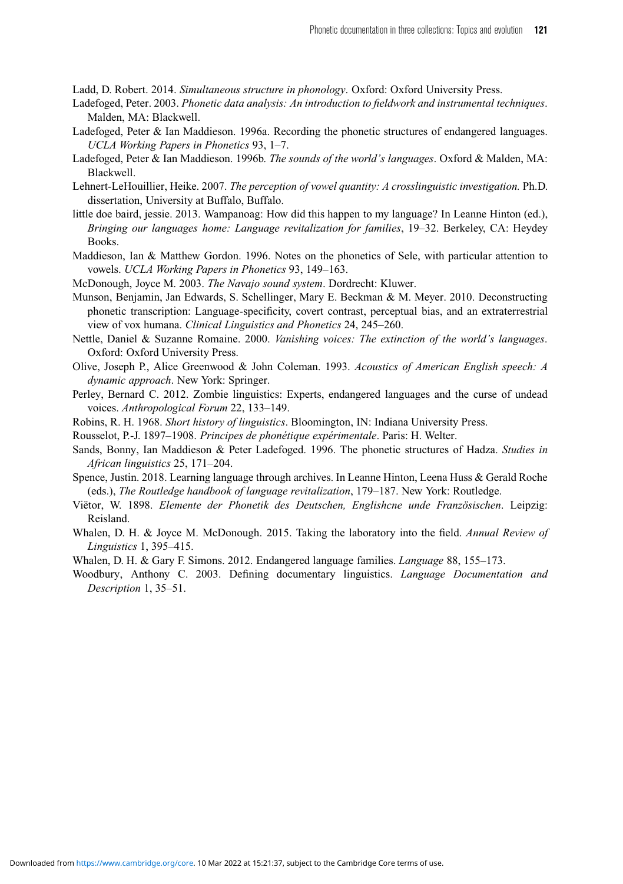Ladd, D. Robert. 2014. *Simultaneous structure in phonology*. Oxford: Oxford University Press.

Ladefoged, Peter. 2003. *Phonetic data analysis: An introduction to fieldwork and instrumental techniques*. Malden, MA: Blackwell.

Ladefoged, Peter & Ian Maddieson. 1996a. Recording the phonetic structures of endangered languages. *UCLA Working Papers in Phonetics* 93, 1–7.

Ladefoged, Peter & Ian Maddieson. 1996b. *The sounds of the world's languages*. Oxford & Malden, MA: Blackwell.

Lehnert-LeHouillier, Heike. 2007. *The perception of vowel quantity: A crosslinguistic investigation.* Ph.D. dissertation, University at Buffalo, Buffalo.

little doe baird, jessie. 2013. Wampanoag: How did this happen to my language? In Leanne Hinton (ed.), *Bringing our languages home: Language revitalization for families*, 19–32. Berkeley, CA: Heydey Books.

Maddieson, Ian & Matthew Gordon. 1996. Notes on the phonetics of Sele, with particular attention to vowels. *UCLA Working Papers in Phonetics* 93, 149–163.

McDonough, Joyce M. 2003. *The Navajo sound system*. Dordrecht: Kluwer.

Munson, Benjamin, Jan Edwards, S. Schellinger, Mary E. Beckman & M. Meyer. 2010. Deconstructing phonetic transcription: Language-specificity, covert contrast, perceptual bias, and an extraterrestrial view of vox humana. *Clinical Linguistics and Phonetics* 24, 245–260.

Nettle, Daniel & Suzanne Romaine. 2000. *Vanishing voices: The extinction of the world's languages*. Oxford: Oxford University Press.

Olive, Joseph P., Alice Greenwood & John Coleman. 1993. *Acoustics of American English speech: A dynamic approach*. New York: Springer.

Perley, Bernard C. 2012. Zombie linguistics: Experts, endangered languages and the curse of undead voices. *Anthropological Forum* 22, 133–149.

Robins, R. H. 1968. *Short history of linguistics*. Bloomington, IN: Indiana University Press.

Rousselot, P.-J. 1897–1908. *Principes de phonétique expérimentale*. Paris: H. Welter.

Sands, Bonny, Ian Maddieson & Peter Ladefoged. 1996. The phonetic structures of Hadza. *Studies in African linguistics* 25, 171–204.

Spence, Justin. 2018. Learning language through archives. In Leanne Hinton, Leena Huss & Gerald Roche (eds.), *The Routledge handbook of language revitalization*, 179–187. New York: Routledge.

Viëtor, W. 1898. *Elemente der Phonetik des Deutschen, Englishcne unde Französischen*. Leipzig: Reisland.

Whalen, D. H. & Joyce M. McDonough. 2015. Taking the laboratory into the field. *Annual Review of Linguistics* 1, 395–415.

Whalen, D. H. & Gary F. Simons. 2012. Endangered language families. *Language* 88, 155–173.

Woodbury, Anthony C. 2003. Defining documentary linguistics. *Language Documentation and Description* 1, 35–51.